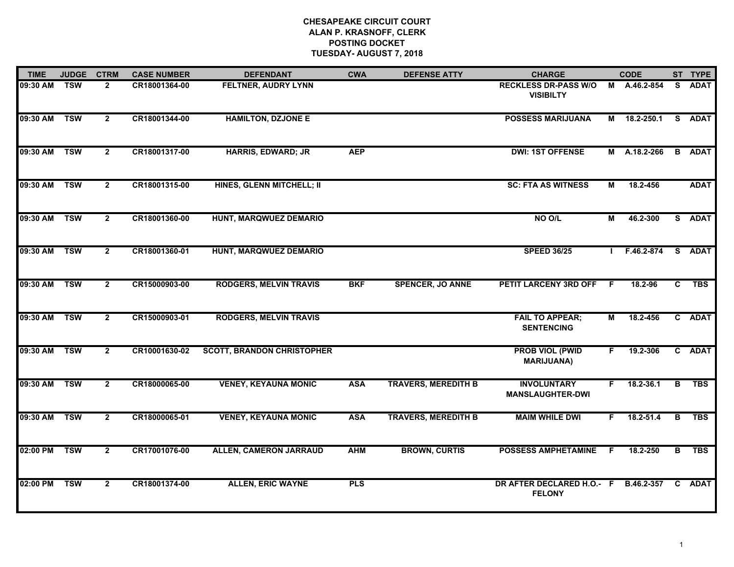# CHESAPEAKE CIRCUIT COURT
## ALAN P. KRASNOFF, CLERK
## POSTING DOCKET
## TUESDAY- AUGUST 7, 2018

| TIME | JUDGE | CTRM | CASE NUMBER | DEFENDANT | CWA | DEFENSE ATTY | CHARGE | | CODE | ST | TYPE |
|---|---|---|---|---|---|---|---|---|---|---|---|
| 09:30 AM | TSW | 2 | CR18001364-00 | FELTNER, AUDRY LYNN | | | RECKLESS DR-PASS W/O VISIBILTY | M | A.46.2-854 | S | ADAT |
| 09:30 AM | TSW | 2 | CR18001344-00 | HAMILTON, DZJONE E | | | POSSESS MARIJUANA | M | 18.2-250.1 | S | ADAT |
| 09:30 AM | TSW | 2 | CR18001317-00 | HARRIS, EDWARD; JR | AEP | | DWI: 1ST OFFENSE | M | A.18.2-266 | B | ADAT |
| 09:30 AM | TSW | 2 | CR18001315-00 | HINES, GLENN MITCHELL; II | | | SC: FTA AS WITNESS | M | 18.2-456 | | ADAT |
| 09:30 AM | TSW | 2 | CR18001360-00 | HUNT, MARQWUEZ DEMARIO | | | NO O/L | M | 46.2-300 | S | ADAT |
| 09:30 AM | TSW | 2 | CR18001360-01 | HUNT, MARQWUEZ DEMARIO | | | SPEED 36/25 | I | F.46.2-874 | S | ADAT |
| 09:30 AM | TSW | 2 | CR15000903-00 | RODGERS, MELVIN TRAVIS | BKF | SPENCER, JO ANNE | PETIT LARCENY 3RD OFF | F | 18.2-96 | C | TBS |
| 09:30 AM | TSW | 2 | CR15000903-01 | RODGERS, MELVIN TRAVIS | | | FAIL TO APPEAR; SENTENCING | M | 18.2-456 | C | ADAT |
| 09:30 AM | TSW | 2 | CR10001630-02 | SCOTT, BRANDON CHRISTOPHER | | | PROB VIOL (PWID MARIJUANA) | F | 19.2-306 | C | ADAT |
| 09:30 AM | TSW | 2 | CR18000065-00 | VENEY, KEYAUNA MONIC | ASA | TRAVERS, MEREDITH B | INVOLUNTARY MANSLAUGHTER-DWI | F | 18.2-36.1 | B | TBS |
| 09:30 AM | TSW | 2 | CR18000065-01 | VENEY, KEYAUNA MONIC | ASA | TRAVERS, MEREDITH B | MAIM WHILE DWI | F | 18.2-51.4 | B | TBS |
| 02:00 PM | TSW | 2 | CR17001076-00 | ALLEN, CAMERON JARRAUD | AHM | BROWN, CURTIS | POSSESS AMPHETAMINE | F | 18.2-250 | B | TBS |
| 02:00 PM | TSW | 2 | CR18001374-00 | ALLEN, ERIC WAYNE | PLS | | DR AFTER DECLARED H.O.- FELONY | F | B.46.2-357 | C | ADAT |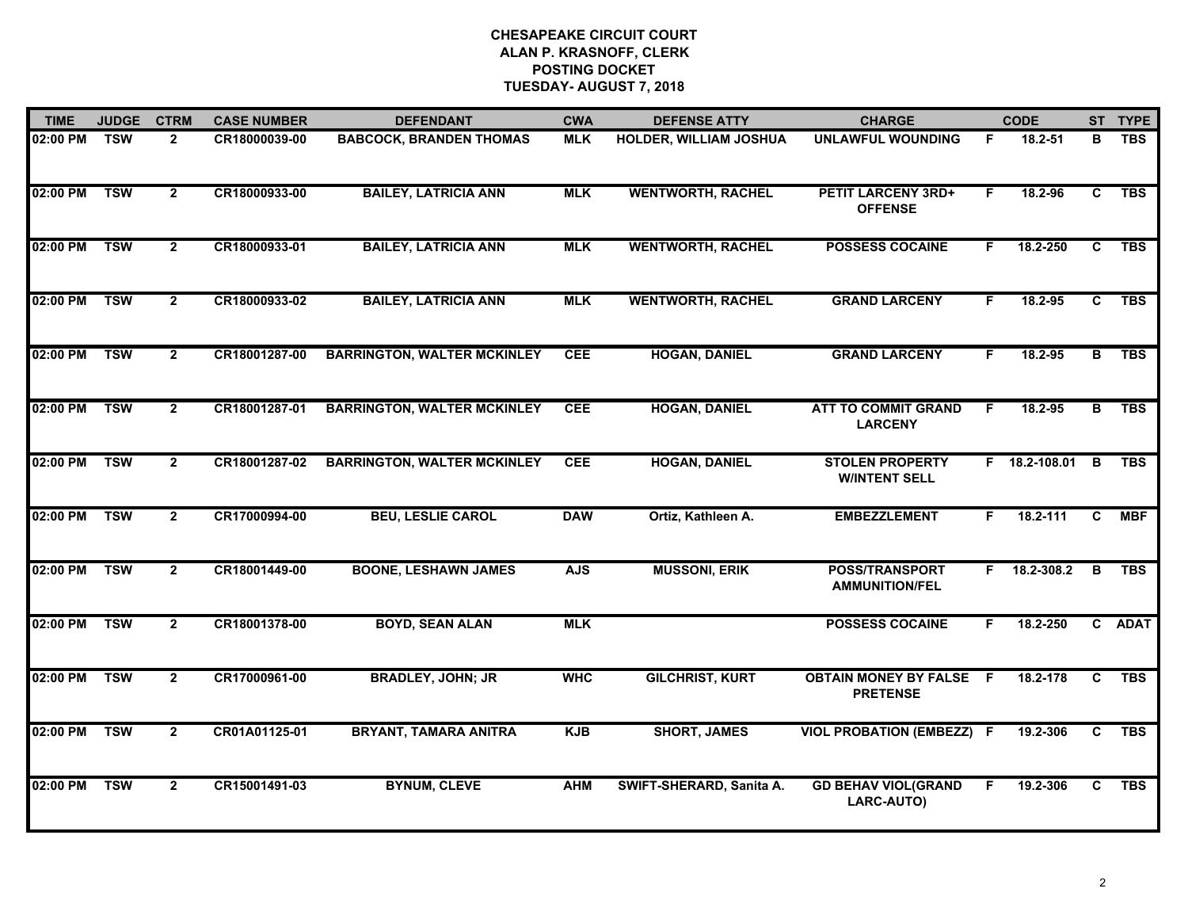**CHESAPEAKE CIRCUIT COURT**
**ALAN P. KRASNOFF, CLERK**
**POSTING DOCKET**
**TUESDAY- AUGUST 7, 2018**

| TIME | JUDGE | CTRM | CASE NUMBER | DEFENDANT | CWA | DEFENSE ATTY | CHARGE | | CODE | ST | TYPE |
|---|---|---|---|---|---|---|---|---|---|---|---|
| 02:00 PM | TSW | 2 | CR18000039-00 | BABCOCK, BRANDEN THOMAS | MLK | HOLDER, WILLIAM JOSHUA | UNLAWFUL WOUNDING | F | 18.2-51 | B | TBS |
| 02:00 PM | TSW | 2 | CR18000933-00 | BAILEY, LATRICIA ANN | MLK | WENTWORTH, RACHEL | PETIT LARCENY 3RD+ OFFENSE | F | 18.2-96 | C | TBS |
| 02:00 PM | TSW | 2 | CR18000933-01 | BAILEY, LATRICIA ANN | MLK | WENTWORTH, RACHEL | POSSESS COCAINE | F | 18.2-250 | C | TBS |
| 02:00 PM | TSW | 2 | CR18000933-02 | BAILEY, LATRICIA ANN | MLK | WENTWORTH, RACHEL | GRAND LARCENY | F | 18.2-95 | C | TBS |
| 02:00 PM | TSW | 2 | CR18001287-00 | BARRINGTON, WALTER MCKINLEY | CEE | HOGAN, DANIEL | GRAND LARCENY | F | 18.2-95 | B | TBS |
| 02:00 PM | TSW | 2 | CR18001287-01 | BARRINGTON, WALTER MCKINLEY | CEE | HOGAN, DANIEL | ATT TO COMMIT GRAND LARCENY | F | 18.2-95 | B | TBS |
| 02:00 PM | TSW | 2 | CR18001287-02 | BARRINGTON, WALTER MCKINLEY | CEE | HOGAN, DANIEL | STOLEN PROPERTY W/INTENT SELL | F | 18.2-108.01 | B | TBS |
| 02:00 PM | TSW | 2 | CR17000994-00 | BEU, LESLIE CAROL | DAW | Ortiz, Kathleen A. | EMBEZZLEMENT | F | 18.2-111 | C | MBF |
| 02:00 PM | TSW | 2 | CR18001449-00 | BOONE, LESHAWN JAMES | AJS | MUSSONI, ERIK | POSS/TRANSPORT AMMUNITION/FEL | F | 18.2-308.2 | B | TBS |
| 02:00 PM | TSW | 2 | CR18001378-00 | BOYD, SEAN ALAN | MLK | | POSSESS COCAINE | F | 18.2-250 | C | ADAT |
| 02:00 PM | TSW | 2 | CR17000961-00 | BRADLEY, JOHN; JR | WHC | GILCHRIST, KURT | OBTAIN MONEY BY FALSE PRETENSE | F | 18.2-178 | C | TBS |
| 02:00 PM | TSW | 2 | CR01A01125-01 | BRYANT, TAMARA ANITRA | KJB | SHORT, JAMES | VIOL PROBATION (EMBEZZ) | F | 19.2-306 | C | TBS |
| 02:00 PM | TSW | 2 | CR15001491-03 | BYNUM, CLEVE | AHM | SWIFT-SHERARD, Sanita A. | GD BEHAV VIOL(GRAND LARC-AUTO) | F | 19.2-306 | C | TBS |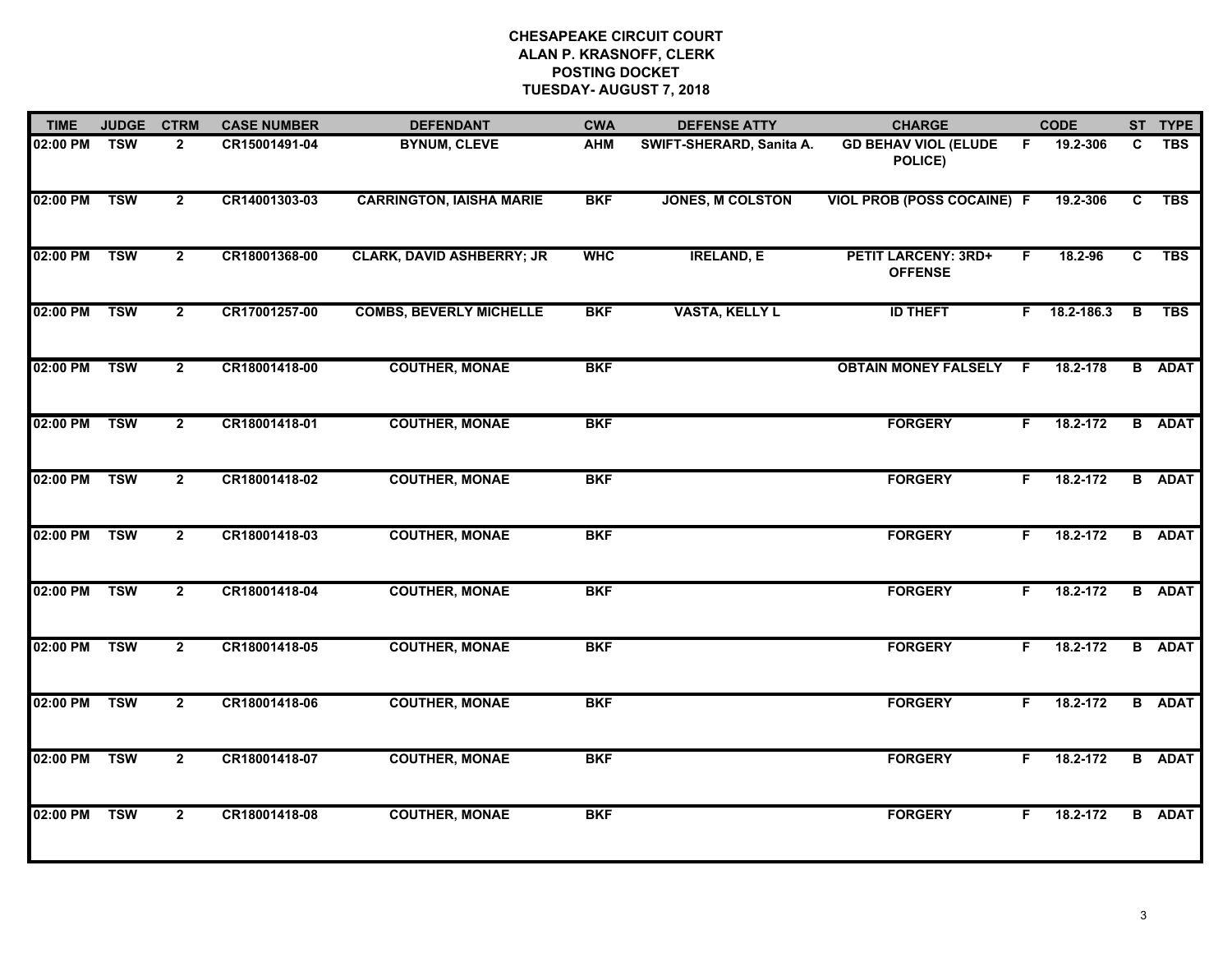# CHESAPEAKE CIRCUIT COURT
## ALAN P. KRASNOFF, CLERK
## POSTING DOCKET
## TUESDAY- AUGUST 7, 2018

| TIME | JUDGE | CTRM | CASE NUMBER | DEFENDANT | CWA | DEFENSE ATTY | CHARGE | | CODE | ST | TYPE |
|---|---|---|---|---|---|---|---|---|---|---|---|
| 02:00 PM | TSW | 2 | CR15001491-04 | BYNUM, CLEVE | AHM | SWIFT-SHERARD, Sanita A. | GD BEHAV VIOL (ELUDE POLICE) | F | 19.2-306 | C | TBS |
| 02:00 PM | TSW | 2 | CR14001303-03 | CARRINGTON, IAISHA MARIE | BKF | JONES, M COLSTON | VIOL PROB (POSS COCAINE) | F | 19.2-306 | C | TBS |
| 02:00 PM | TSW | 2 | CR18001368-00 | CLARK, DAVID ASHBERRY; JR | WHC | IRELAND, E | PETIT LARCENY: 3RD+ OFFENSE | F | 18.2-96 | C | TBS |
| 02:00 PM | TSW | 2 | CR17001257-00 | COMBS, BEVERLY MICHELLE | BKF | VASTA, KELLY L | ID THEFT | F | 18.2-186.3 | B | TBS |
| 02:00 PM | TSW | 2 | CR18001418-00 | COUTHER, MONAE | BKF | | OBTAIN MONEY FALSELY | F | 18.2-178 | B | ADAT |
| 02:00 PM | TSW | 2 | CR18001418-01 | COUTHER, MONAE | BKF | | FORGERY | F | 18.2-172 | B | ADAT |
| 02:00 PM | TSW | 2 | CR18001418-02 | COUTHER, MONAE | BKF | | FORGERY | F | 18.2-172 | B | ADAT |
| 02:00 PM | TSW | 2 | CR18001418-03 | COUTHER, MONAE | BKF | | FORGERY | F | 18.2-172 | B | ADAT |
| 02:00 PM | TSW | 2 | CR18001418-04 | COUTHER, MONAE | BKF | | FORGERY | F | 18.2-172 | B | ADAT |
| 02:00 PM | TSW | 2 | CR18001418-05 | COUTHER, MONAE | BKF | | FORGERY | F | 18.2-172 | B | ADAT |
| 02:00 PM | TSW | 2 | CR18001418-06 | COUTHER, MONAE | BKF | | FORGERY | F | 18.2-172 | B | ADAT |
| 02:00 PM | TSW | 2 | CR18001418-07 | COUTHER, MONAE | BKF | | FORGERY | F | 18.2-172 | B | ADAT |
| 02:00 PM | TSW | 2 | CR18001418-08 | COUTHER, MONAE | BKF | | FORGERY | F | 18.2-172 | B | ADAT |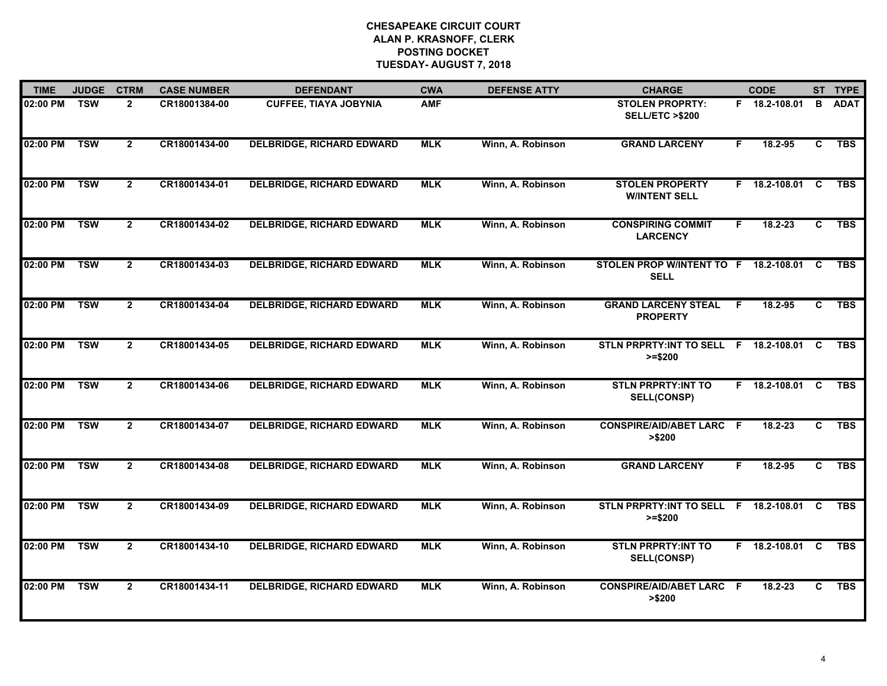# CHESAPEAKE CIRCUIT COURT
## ALAN P. KRASNOFF, CLERK
## POSTING DOCKET
## TUESDAY- AUGUST 7, 2018

| TIME | JUDGE | CTRM | CASE NUMBER | DEFENDANT | CWA | DEFENSE ATTY | CHARGE | | CODE | ST | TYPE |
|---|---|---|---|---|---|---|---|---|---|---|---|
| 02:00 PM | TSW | 2 | CR18001384-00 | CUFFEE, TIAYA JOBYNIA | AMF | | STOLEN PROPRTY: SELL/ETC >$200 | F | 18.2-108.01 | B | ADAT |
| 02:00 PM | TSW | 2 | CR18001434-00 | DELBRIDGE, RICHARD EDWARD | MLK | Winn, A. Robinson | GRAND LARCENY | F | 18.2-95 | C | TBS |
| 02:00 PM | TSW | 2 | CR18001434-01 | DELBRIDGE, RICHARD EDWARD | MLK | Winn, A. Robinson | STOLEN PROPERTY W/INTENT SELL | F | 18.2-108.01 | C | TBS |
| 02:00 PM | TSW | 2 | CR18001434-02 | DELBRIDGE, RICHARD EDWARD | MLK | Winn, A. Robinson | CONSPIRING COMMIT LARCENCY | F | 18.2-23 | C | TBS |
| 02:00 PM | TSW | 2 | CR18001434-03 | DELBRIDGE, RICHARD EDWARD | MLK | Winn, A. Robinson | STOLEN PROP W/INTENT TO SELL | F | 18.2-108.01 | C | TBS |
| 02:00 PM | TSW | 2 | CR18001434-04 | DELBRIDGE, RICHARD EDWARD | MLK | Winn, A. Robinson | GRAND LARCENY STEAL PROPERTY | F | 18.2-95 | C | TBS |
| 02:00 PM | TSW | 2 | CR18001434-05 | DELBRIDGE, RICHARD EDWARD | MLK | Winn, A. Robinson | STLN PRPRTY:INT TO SELL >=$200 | F | 18.2-108.01 | C | TBS |
| 02:00 PM | TSW | 2 | CR18001434-06 | DELBRIDGE, RICHARD EDWARD | MLK | Winn, A. Robinson | STLN PRPRTY:INT TO SELL(CONSP) | F | 18.2-108.01 | C | TBS |
| 02:00 PM | TSW | 2 | CR18001434-07 | DELBRIDGE, RICHARD EDWARD | MLK | Winn, A. Robinson | CONSPIRE/AID/ABET LARC >$200 | F | 18.2-23 | C | TBS |
| 02:00 PM | TSW | 2 | CR18001434-08 | DELBRIDGE, RICHARD EDWARD | MLK | Winn, A. Robinson | GRAND LARCENY | F | 18.2-95 | C | TBS |
| 02:00 PM | TSW | 2 | CR18001434-09 | DELBRIDGE, RICHARD EDWARD | MLK | Winn, A. Robinson | STLN PRPRTY:INT TO SELL >=$200 | F | 18.2-108.01 | C | TBS |
| 02:00 PM | TSW | 2 | CR18001434-10 | DELBRIDGE, RICHARD EDWARD | MLK | Winn, A. Robinson | STLN PRPRTY:INT TO SELL(CONSP) | F | 18.2-108.01 | C | TBS |
| 02:00 PM | TSW | 2 | CR18001434-11 | DELBRIDGE, RICHARD EDWARD | MLK | Winn, A. Robinson | CONSPIRE/AID/ABET LARC >$200 | F | 18.2-23 | C | TBS |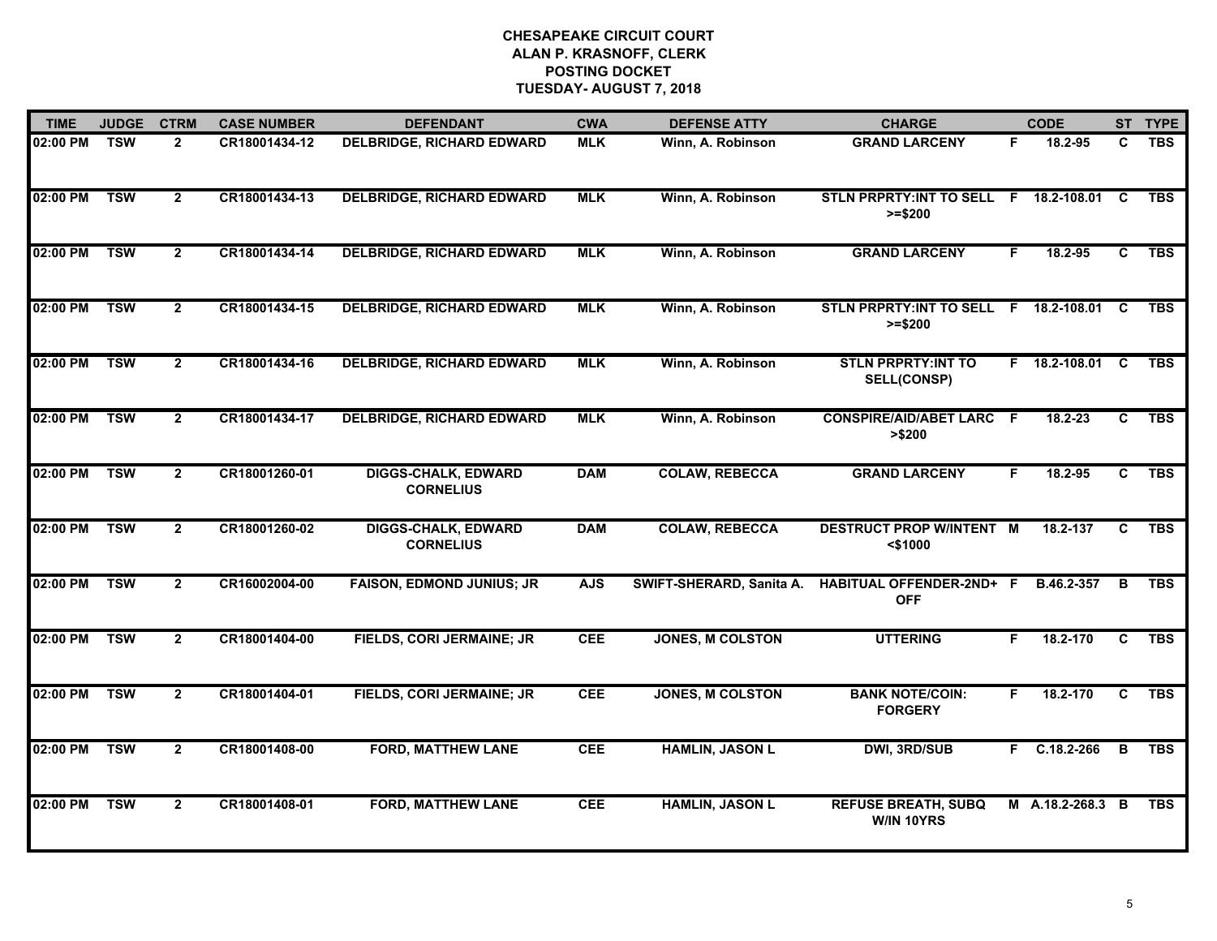**CHESAPEAKE CIRCUIT COURT**
**ALAN P. KRASNOFF, CLERK**
**POSTING DOCKET**
**TUESDAY- AUGUST 7, 2018**

| TIME | JUDGE | CTRM | CASE NUMBER | DEFENDANT | CWA | DEFENSE ATTY | CHARGE | | CODE | ST | TYPE |
|---|---|---|---|---|---|---|---|---|---|---|---|
| 02:00 PM | TSW | 2 | CR18001434-12 | DELBRIDGE, RICHARD EDWARD | MLK | Winn, A. Robinson | GRAND LARCENY | F | 18.2-95 | C | TBS |
| 02:00 PM | TSW | 2 | CR18001434-13 | DELBRIDGE, RICHARD EDWARD | MLK | Winn, A. Robinson | STLN PRPRTY:INT TO SELL >=$200 | F | 18.2-108.01 | C | TBS |
| 02:00 PM | TSW | 2 | CR18001434-14 | DELBRIDGE, RICHARD EDWARD | MLK | Winn, A. Robinson | GRAND LARCENY | F | 18.2-95 | C | TBS |
| 02:00 PM | TSW | 2 | CR18001434-15 | DELBRIDGE, RICHARD EDWARD | MLK | Winn, A. Robinson | STLN PRPRTY:INT TO SELL >=$200 | F | 18.2-108.01 | C | TBS |
| 02:00 PM | TSW | 2 | CR18001434-16 | DELBRIDGE, RICHARD EDWARD | MLK | Winn, A. Robinson | STLN PRPRTY:INT TO SELL(CONSP) | F | 18.2-108.01 | C | TBS |
| 02:00 PM | TSW | 2 | CR18001434-17 | DELBRIDGE, RICHARD EDWARD | MLK | Winn, A. Robinson | CONSPIRE/AID/ABET LARC >$200 | F | 18.2-23 | C | TBS |
| 02:00 PM | TSW | 2 | CR18001260-01 | DIGGS-CHALK, EDWARD CORNELIUS | DAM | COLAW, REBECCA | GRAND LARCENY | F | 18.2-95 | C | TBS |
| 02:00 PM | TSW | 2 | CR18001260-02 | DIGGS-CHALK, EDWARD CORNELIUS | DAM | COLAW, REBECCA | DESTRUCT PROP W/INTENT <$1000 | M | 18.2-137 | C | TBS |
| 02:00 PM | TSW | 2 | CR16002004-00 | FAISON, EDMOND JUNIUS; JR | AJS | SWIFT-SHERARD, Sanita A. | HABITUAL OFFENDER-2ND+ OFF | F | B.46.2-357 | B | TBS |
| 02:00 PM | TSW | 2 | CR18001404-00 | FIELDS, CORI JERMAINE; JR | CEE | JONES, M COLSTON | UTTERING | F | 18.2-170 | C | TBS |
| 02:00 PM | TSW | 2 | CR18001404-01 | FIELDS, CORI JERMAINE; JR | CEE | JONES, M COLSTON | BANK NOTE/COIN: FORGERY | F | 18.2-170 | C | TBS |
| 02:00 PM | TSW | 2 | CR18001408-00 | FORD, MATTHEW LANE | CEE | HAMLIN, JASON L | DWI, 3RD/SUB | F | C.18.2-266 | B | TBS |
| 02:00 PM | TSW | 2 | CR18001408-01 | FORD, MATTHEW LANE | CEE | HAMLIN, JASON L | REFUSE BREATH, SUBQ W/IN 10YRS | M | A.18.2-268.3 | B | TBS |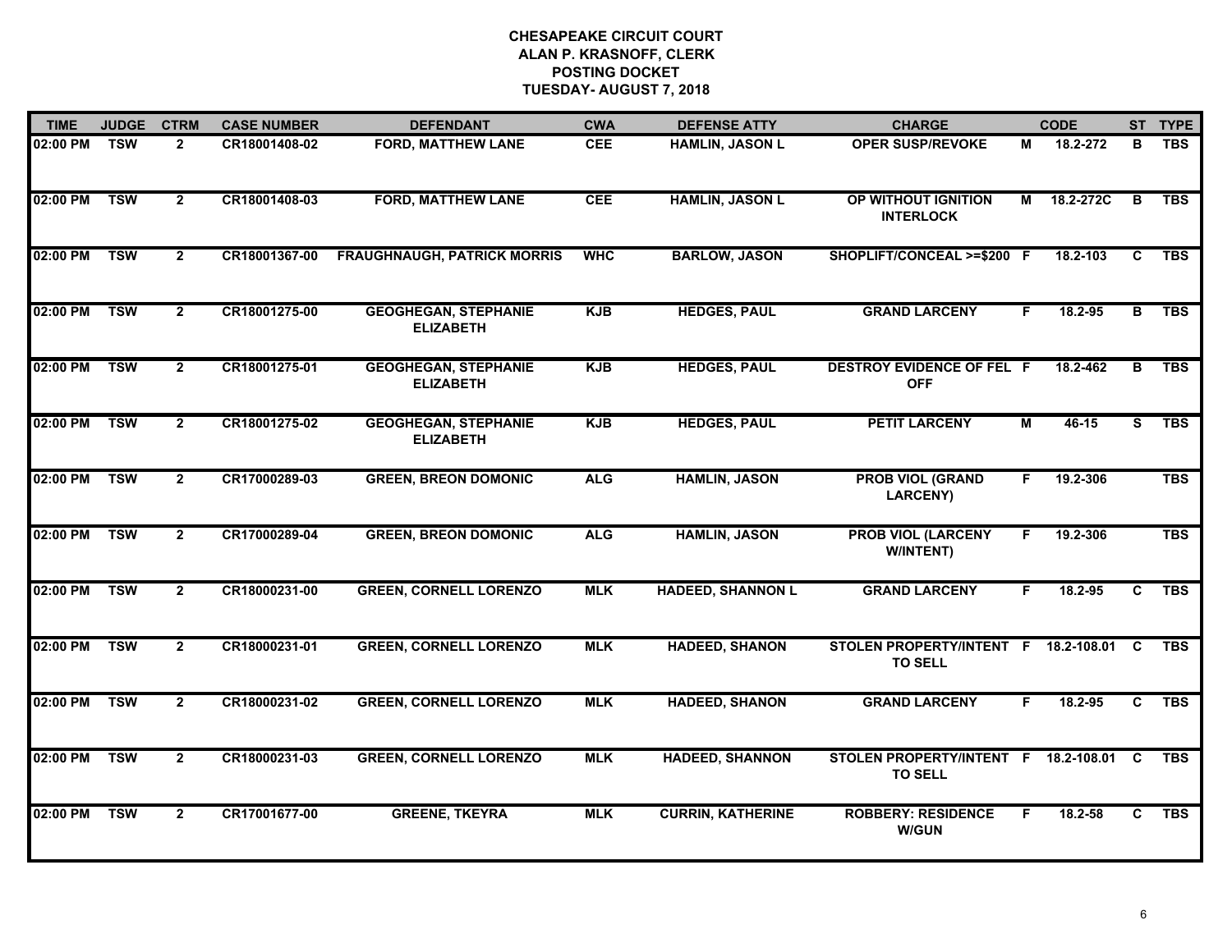# CHESAPEAKE CIRCUIT COURT
## ALAN P. KRASNOFF, CLERK
## POSTING DOCKET
## TUESDAY- AUGUST 7, 2018

| TIME | JUDGE | CTRM | CASE NUMBER | DEFENDANT | CWA | DEFENSE ATTY | CHARGE | | CODE | ST | TYPE |
|---|---|---|---|---|---|---|---|---|---|---|---|
| 02:00 PM | TSW | 2 | CR18001408-02 | FORD, MATTHEW LANE | CEE | HAMLIN, JASON L | OPER SUSP/REVOKE | M | 18.2-272 | B | TBS |
| 02:00 PM | TSW | 2 | CR18001408-03 | FORD, MATTHEW LANE | CEE | HAMLIN, JASON L | OP WITHOUT IGNITION INTERLOCK | M | 18.2-272C | B | TBS |
| 02:00 PM | TSW | 2 | CR18001367-00 | FRAUGHNAUGH, PATRICK MORRIS | WHC | BARLOW, JASON | SHOPLIFT/CONCEAL >=$200 | F | 18.2-103 | C | TBS |
| 02:00 PM | TSW | 2 | CR18001275-00 | GEOGHEGAN, STEPHANIE ELIZABETH | KJB | HEDGES, PAUL | GRAND LARCENY | F | 18.2-95 | B | TBS |
| 02:00 PM | TSW | 2 | CR18001275-01 | GEOGHEGAN, STEPHANIE ELIZABETH | KJB | HEDGES, PAUL | DESTROY EVIDENCE OF FEL OFF | F | 18.2-462 | B | TBS |
| 02:00 PM | TSW | 2 | CR18001275-02 | GEOGHEGAN, STEPHANIE ELIZABETH | KJB | HEDGES, PAUL | PETIT LARCENY | M | 46-15 | S | TBS |
| 02:00 PM | TSW | 2 | CR17000289-03 | GREEN, BREON DOMONIC | ALG | HAMLIN, JASON | PROB VIOL (GRAND LARCENY) | F | 19.2-306 | | TBS |
| 02:00 PM | TSW | 2 | CR17000289-04 | GREEN, BREON DOMONIC | ALG | HAMLIN, JASON | PROB VIOL (LARCENY W/INTENT) | F | 19.2-306 | | TBS |
| 02:00 PM | TSW | 2 | CR18000231-00 | GREEN, CORNELL LORENZO | MLK | HADEED, SHANNON L | GRAND LARCENY | F | 18.2-95 | C | TBS |
| 02:00 PM | TSW | 2 | CR18000231-01 | GREEN, CORNELL LORENZO | MLK | HADEED, SHANON | STOLEN PROPERTY/INTENT TO SELL | F | 18.2-108.01 | C | TBS |
| 02:00 PM | TSW | 2 | CR18000231-02 | GREEN, CORNELL LORENZO | MLK | HADEED, SHANON | GRAND LARCENY | F | 18.2-95 | C | TBS |
| 02:00 PM | TSW | 2 | CR18000231-03 | GREEN, CORNELL LORENZO | MLK | HADEED, SHANNON | STOLEN PROPERTY/INTENT TO SELL | F | 18.2-108.01 | C | TBS |
| 02:00 PM | TSW | 2 | CR17001677-00 | GREENE, TKEYRA | MLK | CURRIN, KATHERINE | ROBBERY: RESIDENCE W/GUN | F | 18.2-58 | C | TBS |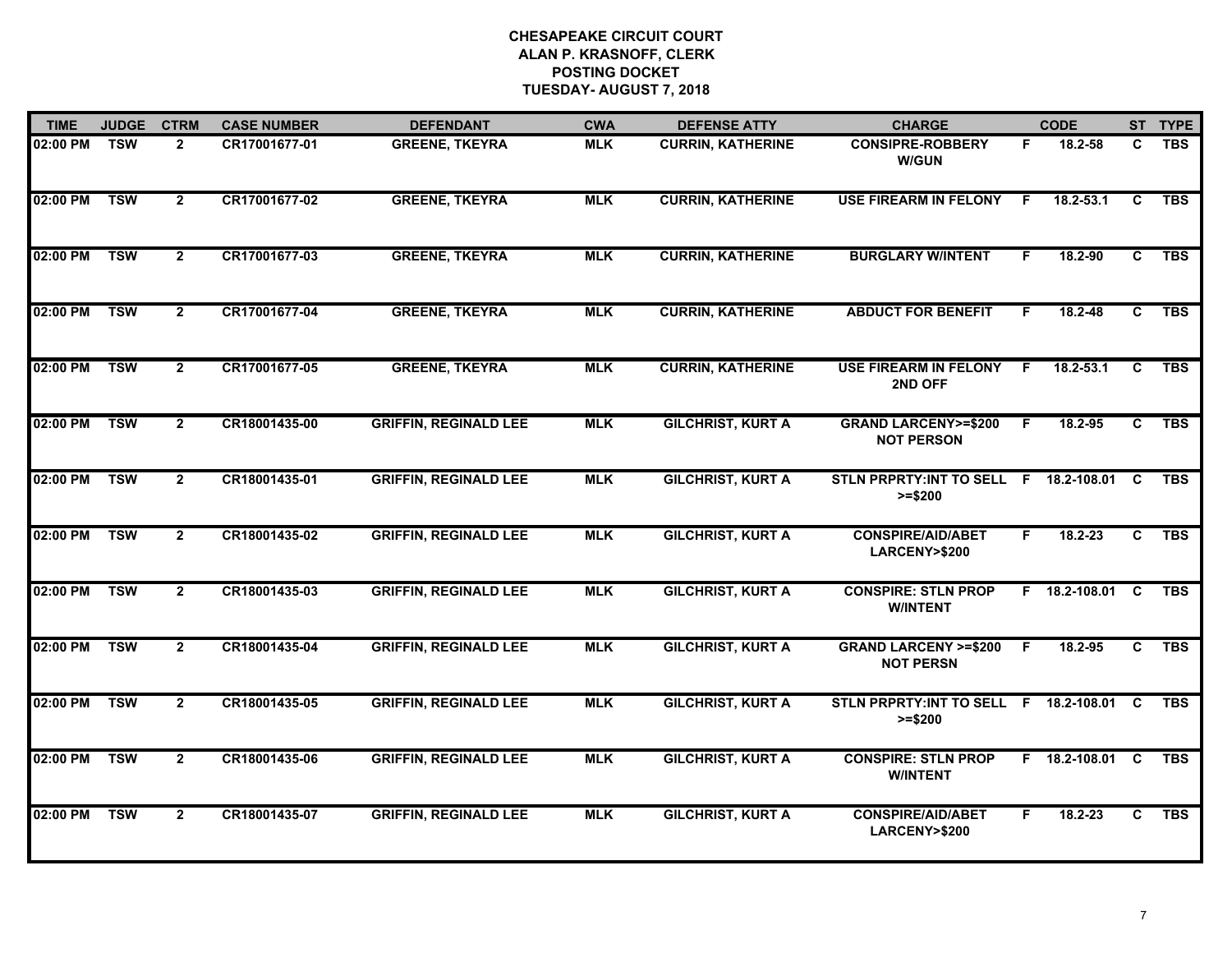**CHESAPEAKE CIRCUIT COURT**
**ALAN P. KRASNOFF, CLERK**
**POSTING DOCKET**
**TUESDAY- AUGUST 7, 2018**

| TIME | JUDGE | CTRM | CASE NUMBER | DEFENDANT | CWA | DEFENSE ATTY | CHARGE | | CODE | ST | TYPE |
|---|---|---|---|---|---|---|---|---|---|---|---|
| 02:00 PM | TSW | 2 | CR17001677-01 | GREENE, TKEYRA | MLK | CURRIN, KATHERINE | CONSIPRE-ROBBERY W/GUN | F | 18.2-58 | C | TBS |
| 02:00 PM | TSW | 2 | CR17001677-02 | GREENE, TKEYRA | MLK | CURRIN, KATHERINE | USE FIREARM IN FELONY | F | 18.2-53.1 | C | TBS |
| 02:00 PM | TSW | 2 | CR17001677-03 | GREENE, TKEYRA | MLK | CURRIN, KATHERINE | BURGLARY W/INTENT | F | 18.2-90 | C | TBS |
| 02:00 PM | TSW | 2 | CR17001677-04 | GREENE, TKEYRA | MLK | CURRIN, KATHERINE | ABDUCT FOR BENEFIT | F | 18.2-48 | C | TBS |
| 02:00 PM | TSW | 2 | CR17001677-05 | GREENE, TKEYRA | MLK | CURRIN, KATHERINE | USE FIREARM IN FELONY 2ND OFF | F | 18.2-53.1 | C | TBS |
| 02:00 PM | TSW | 2 | CR18001435-00 | GRIFFIN, REGINALD LEE | MLK | GILCHRIST, KURT A | GRAND LARCENY>=$200 NOT PERSON | F | 18.2-95 | C | TBS |
| 02:00 PM | TSW | 2 | CR18001435-01 | GRIFFIN, REGINALD LEE | MLK | GILCHRIST, KURT A | STLN PRPRTY:INT TO SELL >=$200 | F | 18.2-108.01 | C | TBS |
| 02:00 PM | TSW | 2 | CR18001435-02 | GRIFFIN, REGINALD LEE | MLK | GILCHRIST, KURT A | CONSPIRE/AID/ABET LARCENY>$200 | F | 18.2-23 | C | TBS |
| 02:00 PM | TSW | 2 | CR18001435-03 | GRIFFIN, REGINALD LEE | MLK | GILCHRIST, KURT A | CONSPIRE: STLN PROP W/INTENT | F | 18.2-108.01 | C | TBS |
| 02:00 PM | TSW | 2 | CR18001435-04 | GRIFFIN, REGINALD LEE | MLK | GILCHRIST, KURT A | GRAND LARCENY >=$200 NOT PERSN | F | 18.2-95 | C | TBS |
| 02:00 PM | TSW | 2 | CR18001435-05 | GRIFFIN, REGINALD LEE | MLK | GILCHRIST, KURT A | STLN PRPRTY:INT TO SELL >=$200 | F | 18.2-108.01 | C | TBS |
| 02:00 PM | TSW | 2 | CR18001435-06 | GRIFFIN, REGINALD LEE | MLK | GILCHRIST, KURT A | CONSPIRE: STLN PROP W/INTENT | F | 18.2-108.01 | C | TBS |
| 02:00 PM | TSW | 2 | CR18001435-07 | GRIFFIN, REGINALD LEE | MLK | GILCHRIST, KURT A | CONSPIRE/AID/ABET LARCENY>$200 | F | 18.2-23 | C | TBS |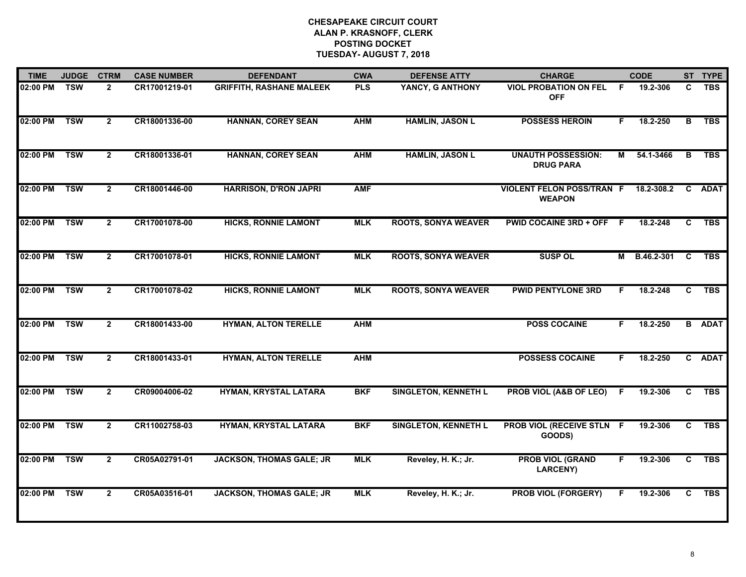# CHESAPEAKE CIRCUIT COURT
## ALAN P. KRASNOFF, CLERK
## POSTING DOCKET
## TUESDAY- AUGUST 7, 2018

| TIME | JUDGE | CTRM | CASE NUMBER | DEFENDANT | CWA | DEFENSE ATTY | CHARGE | | CODE | ST | TYPE |
|---|---|---|---|---|---|---|---|---|---|---|---|
| 02:00 PM | TSW | 2 | CR17001219-01 | GRIFFITH, RASHANE MALEEK | PLS | YANCY, G ANTHONY | VIOL PROBATION ON FEL OFF | F | 19.2-306 | C | TBS |
| 02:00 PM | TSW | 2 | CR18001336-00 | HANNAN, COREY SEAN | AHM | HAMLIN, JASON L | POSSESS HEROIN | F | 18.2-250 | B | TBS |
| 02:00 PM | TSW | 2 | CR18001336-01 | HANNAN, COREY SEAN | AHM | HAMLIN, JASON L | UNAUTH POSSESSION: DRUG PARA | M | 54.1-3466 | B | TBS |
| 02:00 PM | TSW | 2 | CR18001446-00 | HARRISON, D'RON JAPRI | AMF | | VIOLENT FELON POSS/TRAN WEAPON | F | 18.2-308.2 | C | ADAT |
| 02:00 PM | TSW | 2 | CR17001078-00 | HICKS, RONNIE LAMONT | MLK | ROOTS, SONYA WEAVER | PWID COCAINE 3RD + OFF | F | 18.2-248 | C | TBS |
| 02:00 PM | TSW | 2 | CR17001078-01 | HICKS, RONNIE LAMONT | MLK | ROOTS, SONYA WEAVER | SUSP OL | M | B.46.2-301 | C | TBS |
| 02:00 PM | TSW | 2 | CR17001078-02 | HICKS, RONNIE LAMONT | MLK | ROOTS, SONYA WEAVER | PWID PENTYLONE 3RD | F | 18.2-248 | C | TBS |
| 02:00 PM | TSW | 2 | CR18001433-00 | HYMAN, ALTON TERELLE | AHM | | POSS COCAINE | F | 18.2-250 | B | ADAT |
| 02:00 PM | TSW | 2 | CR18001433-01 | HYMAN, ALTON TERELLE | AHM | | POSSESS COCAINE | F | 18.2-250 | C | ADAT |
| 02:00 PM | TSW | 2 | CR09004006-02 | HYMAN, KRYSTAL LATARA | BKF | SINGLETON, KENNETH L | PROB VIOL (A&B OF LEO) | F | 19.2-306 | C | TBS |
| 02:00 PM | TSW | 2 | CR11002758-03 | HYMAN, KRYSTAL LATARA | BKF | SINGLETON, KENNETH L | PROB VIOL (RECEIVE STLN GOODS) | F | 19.2-306 | C | TBS |
| 02:00 PM | TSW | 2 | CR05A02791-01 | JACKSON, THOMAS GALE; JR | MLK | Reveley, H. K.; Jr. | PROB VIOL (GRAND LARCENY) | F | 19.2-306 | C | TBS |
| 02:00 PM | TSW | 2 | CR05A03516-01 | JACKSON, THOMAS GALE; JR | MLK | Reveley, H. K.; Jr. | PROB VIOL (FORGERY) | F | 19.2-306 | C | TBS |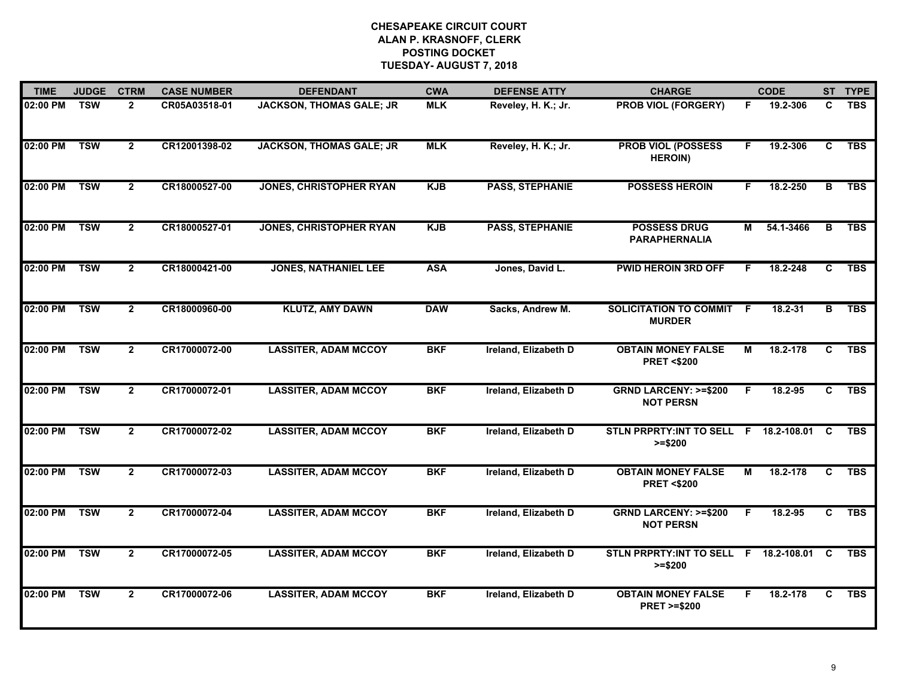# CHESAPEAKE CIRCUIT COURT
## ALAN P. KRASNOFF, CLERK
## POSTING DOCKET
## TUESDAY- AUGUST 7, 2018

| TIME | JUDGE | CTRM | CASE NUMBER | DEFENDANT | CWA | DEFENSE ATTY | CHARGE | | CODE | ST | TYPE |
|---|---|---|---|---|---|---|---|---|---|---|---|
| 02:00 PM | TSW | 2 | CR05A03518-01 | JACKSON, THOMAS GALE; JR | MLK | Reveley, H. K.; Jr. | PROB VIOL (FORGERY) | F | 19.2-306 | C | TBS |
| 02:00 PM | TSW | 2 | CR12001398-02 | JACKSON, THOMAS GALE; JR | MLK | Reveley, H. K.; Jr. | PROB VIOL (POSSESS HEROIN) | F | 19.2-306 | C | TBS |
| 02:00 PM | TSW | 2 | CR18000527-00 | JONES, CHRISTOPHER RYAN | KJB | PASS, STEPHANIE | POSSESS HEROIN | F | 18.2-250 | B | TBS |
| 02:00 PM | TSW | 2 | CR18000527-01 | JONES, CHRISTOPHER RYAN | KJB | PASS, STEPHANIE | POSSESS DRUG PARAPHERNALIA | M | 54.1-3466 | B | TBS |
| 02:00 PM | TSW | 2 | CR18000421-00 | JONES, NATHANIEL LEE | ASA | Jones, David L. | PWID HEROIN 3RD OFF | F | 18.2-248 | C | TBS |
| 02:00 PM | TSW | 2 | CR18000960-00 | KLUTZ, AMY DAWN | DAW | Sacks, Andrew M. | SOLICITATION TO COMMIT MURDER | F | 18.2-31 | B | TBS |
| 02:00 PM | TSW | 2 | CR17000072-00 | LASSITER, ADAM MCCOY | BKF | Ireland, Elizabeth D | OBTAIN MONEY FALSE PRET <$200 | M | 18.2-178 | C | TBS |
| 02:00 PM | TSW | 2 | CR17000072-01 | LASSITER, ADAM MCCOY | BKF | Ireland, Elizabeth D | GRND LARCENY: >=$200 NOT PERSN | F | 18.2-95 | C | TBS |
| 02:00 PM | TSW | 2 | CR17000072-02 | LASSITER, ADAM MCCOY | BKF | Ireland, Elizabeth D | STLN PRPRTY:INT TO SELL >=$200 | F | 18.2-108.01 | C | TBS |
| 02:00 PM | TSW | 2 | CR17000072-03 | LASSITER, ADAM MCCOY | BKF | Ireland, Elizabeth D | OBTAIN MONEY FALSE PRET <$200 | M | 18.2-178 | C | TBS |
| 02:00 PM | TSW | 2 | CR17000072-04 | LASSITER, ADAM MCCOY | BKF | Ireland, Elizabeth D | GRND LARCENY: >=$200 NOT PERSN | F | 18.2-95 | C | TBS |
| 02:00 PM | TSW | 2 | CR17000072-05 | LASSITER, ADAM MCCOY | BKF | Ireland, Elizabeth D | STLN PRPRTY:INT TO SELL >=$200 | F | 18.2-108.01 | C | TBS |
| 02:00 PM | TSW | 2 | CR17000072-06 | LASSITER, ADAM MCCOY | BKF | Ireland, Elizabeth D | OBTAIN MONEY FALSE PRET >=$200 | F | 18.2-178 | C | TBS |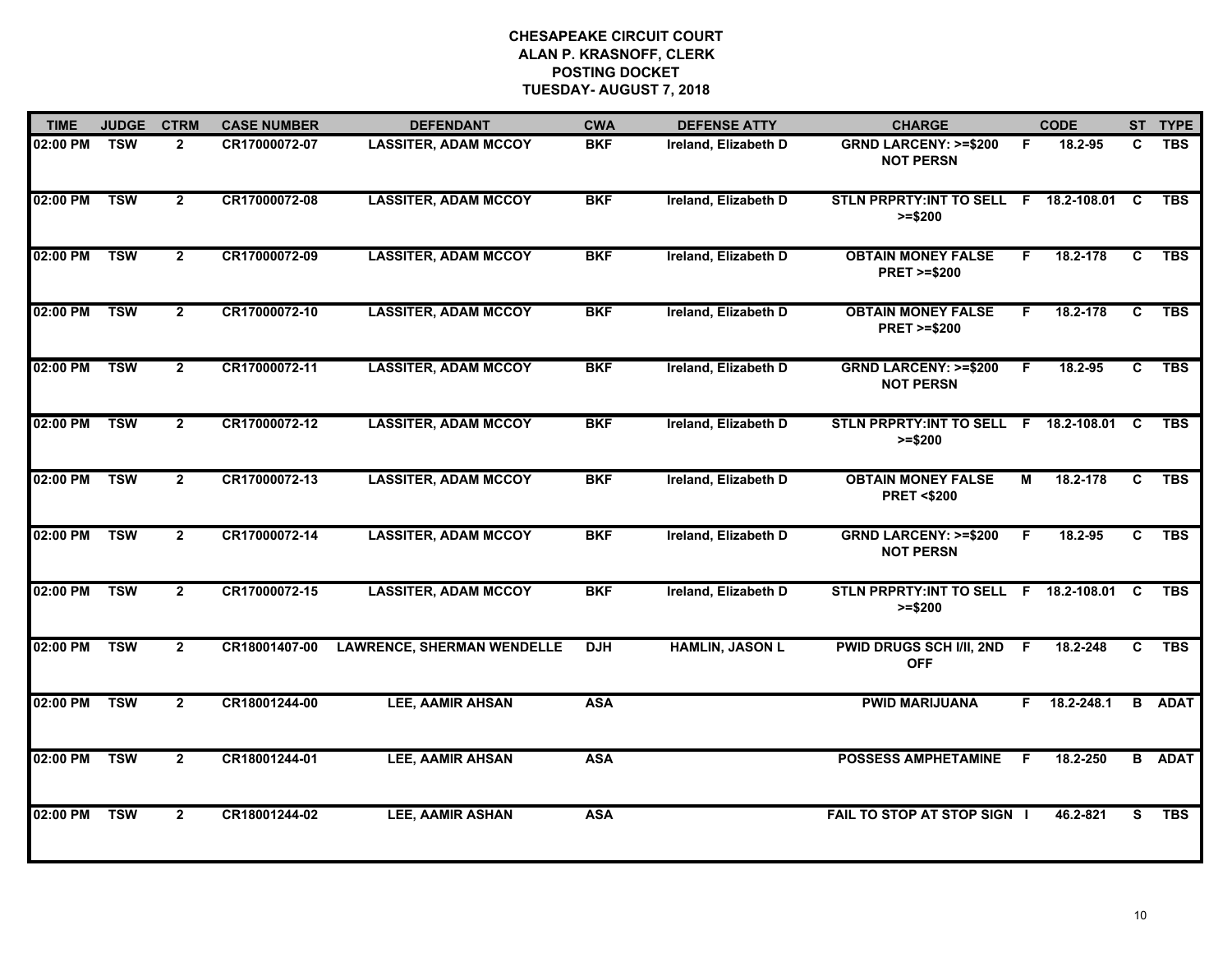# CHESAPEAKE CIRCUIT COURT
## ALAN P. KRASNOFF, CLERK
## POSTING DOCKET
## TUESDAY- AUGUST 7, 2018

| TIME | JUDGE | CTRM | CASE NUMBER | DEFENDANT | CWA | DEFENSE ATTY | CHARGE | | CODE | ST | TYPE |
|---|---|---|---|---|---|---|---|---|---|---|---|
| 02:00 PM | TSW | 2 | CR17000072-07 | LASSITER, ADAM MCCOY | BKF | Ireland, Elizabeth D | GRND LARCENY: >=$200 NOT PERSN | F | 18.2-95 | C | TBS |
| 02:00 PM | TSW | 2 | CR17000072-08 | LASSITER, ADAM MCCOY | BKF | Ireland, Elizabeth D | STLN PRPRTY:INT TO SELL >=$200 | F | 18.2-108.01 | C | TBS |
| 02:00 PM | TSW | 2 | CR17000072-09 | LASSITER, ADAM MCCOY | BKF | Ireland, Elizabeth D | OBTAIN MONEY FALSE PRET >=$200 | F | 18.2-178 | C | TBS |
| 02:00 PM | TSW | 2 | CR17000072-10 | LASSITER, ADAM MCCOY | BKF | Ireland, Elizabeth D | OBTAIN MONEY FALSE PRET >=$200 | F | 18.2-178 | C | TBS |
| 02:00 PM | TSW | 2 | CR17000072-11 | LASSITER, ADAM MCCOY | BKF | Ireland, Elizabeth D | GRND LARCENY: >=$200 NOT PERSN | F | 18.2-95 | C | TBS |
| 02:00 PM | TSW | 2 | CR17000072-12 | LASSITER, ADAM MCCOY | BKF | Ireland, Elizabeth D | STLN PRPRTY:INT TO SELL >=$200 | F | 18.2-108.01 | C | TBS |
| 02:00 PM | TSW | 2 | CR17000072-13 | LASSITER, ADAM MCCOY | BKF | Ireland, Elizabeth D | OBTAIN MONEY FALSE PRET <$200 | M | 18.2-178 | C | TBS |
| 02:00 PM | TSW | 2 | CR17000072-14 | LASSITER, ADAM MCCOY | BKF | Ireland, Elizabeth D | GRND LARCENY: >=$200 NOT PERSN | F | 18.2-95 | C | TBS |
| 02:00 PM | TSW | 2 | CR17000072-15 | LASSITER, ADAM MCCOY | BKF | Ireland, Elizabeth D | STLN PRPRTY:INT TO SELL >=$200 | F | 18.2-108.01 | C | TBS |
| 02:00 PM | TSW | 2 | CR18001407-00 | LAWRENCE, SHERMAN WENDELLE | DJH | HAMLIN, JASON L | PWID DRUGS SCH I/II, 2ND OFF | F | 18.2-248 | C | TBS |
| 02:00 PM | TSW | 2 | CR18001244-00 | LEE, AAMIR AHSAN | ASA | | PWID MARIJUANA | F | 18.2-248.1 | B | ADAT |
| 02:00 PM | TSW | 2 | CR18001244-01 | LEE, AAMIR AHSAN | ASA | | POSSESS AMPHETAMINE | F | 18.2-250 | B | ADAT |
| 02:00 PM | TSW | 2 | CR18001244-02 | LEE, AAMIR ASHAN | ASA | | FAIL TO STOP AT STOP SIGN | I | 46.2-821 | S | TBS |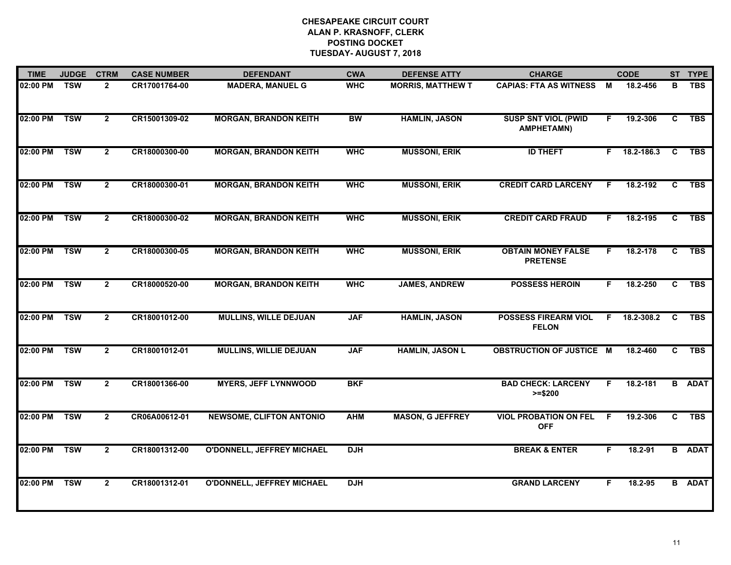**CHESAPEAKE CIRCUIT COURT**
**ALAN P. KRASNOFF, CLERK**
**POSTING DOCKET**
**TUESDAY- AUGUST 7, 2018**

| TIME | JUDGE | CTRM | CASE NUMBER | DEFENDANT | CWA | DEFENSE ATTY | CHARGE | | CODE | ST | TYPE |
|---|---|---|---|---|---|---|---|---|---|---|---|
| 02:00 PM | TSW | 2 | CR17001764-00 | MADERA, MANUEL G | WHC | MORRIS, MATTHEW T | CAPIAS: FTA AS WITNESS | M | 18.2-456 | B | TBS |
| 02:00 PM | TSW | 2 | CR15001309-02 | MORGAN, BRANDON KEITH | BW | HAMLIN, JASON | SUSP SNT VIOL (PWID AMPHETAMN) | F | 19.2-306 | C | TBS |
| 02:00 PM | TSW | 2 | CR18000300-00 | MORGAN, BRANDON KEITH | WHC | MUSSONI, ERIK | ID THEFT | F | 18.2-186.3 | C | TBS |
| 02:00 PM | TSW | 2 | CR18000300-01 | MORGAN, BRANDON KEITH | WHC | MUSSONI, ERIK | CREDIT CARD LARCENY | F | 18.2-192 | C | TBS |
| 02:00 PM | TSW | 2 | CR18000300-02 | MORGAN, BRANDON KEITH | WHC | MUSSONI, ERIK | CREDIT CARD FRAUD | F | 18.2-195 | C | TBS |
| 02:00 PM | TSW | 2 | CR18000300-05 | MORGAN, BRANDON KEITH | WHC | MUSSONI, ERIK | OBTAIN MONEY FALSE PRETENSE | F | 18.2-178 | C | TBS |
| 02:00 PM | TSW | 2 | CR18000520-00 | MORGAN, BRANDON KEITH | WHC | JAMES, ANDREW | POSSESS HEROIN | F | 18.2-250 | C | TBS |
| 02:00 PM | TSW | 2 | CR18001012-00 | MULLINS, WILLE DEJUAN | JAF | HAMLIN, JASON | POSSESS FIREARM VIOL FELON | F | 18.2-308.2 | C | TBS |
| 02:00 PM | TSW | 2 | CR18001012-01 | MULLINS, WILLIE DEJUAN | JAF | HAMLIN, JASON L | OBSTRUCTION OF JUSTICE | M | 18.2-460 | C | TBS |
| 02:00 PM | TSW | 2 | CR18001366-00 | MYERS, JEFF LYNNWOOD | BKF | | BAD CHECK: LARCENY >=$200 | F | 18.2-181 | B | ADAT |
| 02:00 PM | TSW | 2 | CR06A00612-01 | NEWSOME, CLIFTON ANTONIO | AHM | MASON, G JEFFREY | VIOL PROBATION ON FEL OFF | F | 19.2-306 | C | TBS |
| 02:00 PM | TSW | 2 | CR18001312-00 | O'DONNELL, JEFFREY MICHAEL | DJH | | BREAK & ENTER | F | 18.2-91 | B | ADAT |
| 02:00 PM | TSW | 2 | CR18001312-01 | O'DONNELL, JEFFREY MICHAEL | DJH | | GRAND LARCENY | F | 18.2-95 | B | ADAT |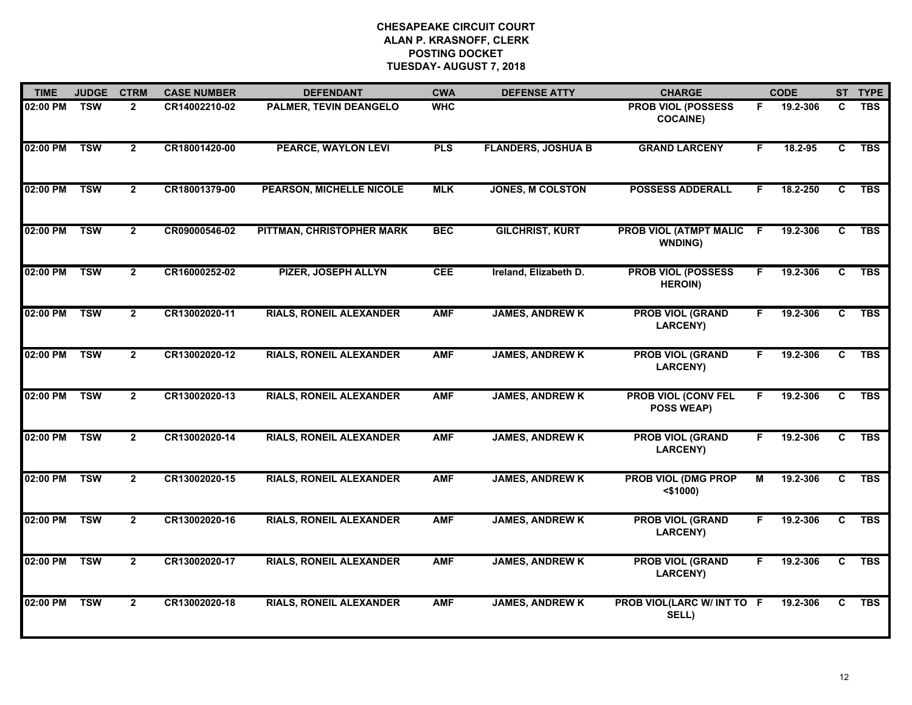# CHESAPEAKE CIRCUIT COURT
## ALAN P. KRASNOFF, CLERK
## POSTING DOCKET
## TUESDAY- AUGUST 7, 2018

| TIME | JUDGE | CTRM | CASE NUMBER | DEFENDANT | CWA | DEFENSE ATTY | CHARGE | | CODE | ST | TYPE |
|---|---|---|---|---|---|---|---|---|---|---|---|
| 02:00 PM | TSW | 2 | CR14002210-02 | PALMER, TEVIN DEANGELO | WHC | | PROB VIOL (POSSESS COCAINE) | F | 19.2-306 | C | TBS |
| 02:00 PM | TSW | 2 | CR18001420-00 | PEARCE, WAYLON LEVI | PLS | FLANDERS, JOSHUA B | GRAND LARCENY | F | 18.2-95 | C | TBS |
| 02:00 PM | TSW | 2 | CR18001379-00 | PEARSON, MICHELLE NICOLE | MLK | JONES, M COLSTON | POSSESS ADDERALL | F | 18.2-250 | C | TBS |
| 02:00 PM | TSW | 2 | CR09000546-02 | PITTMAN, CHRISTOPHER MARK | BEC | GILCHRIST, KURT | PROB VIOL (ATMPT MALIC WNDING) | F | 19.2-306 | C | TBS |
| 02:00 PM | TSW | 2 | CR16000252-02 | PIZER, JOSEPH ALLYN | CEE | Ireland, Elizabeth D. | PROB VIOL (POSSESS HEROIN) | F | 19.2-306 | C | TBS |
| 02:00 PM | TSW | 2 | CR13002020-11 | RIALS, RONEIL ALEXANDER | AMF | JAMES, ANDREW K | PROB VIOL (GRAND LARCENY) | F | 19.2-306 | C | TBS |
| 02:00 PM | TSW | 2 | CR13002020-12 | RIALS, RONEIL ALEXANDER | AMF | JAMES, ANDREW K | PROB VIOL (GRAND LARCENY) | F | 19.2-306 | C | TBS |
| 02:00 PM | TSW | 2 | CR13002020-13 | RIALS, RONEIL ALEXANDER | AMF | JAMES, ANDREW K | PROB VIOL (CONV FEL POSS WEAP) | F | 19.2-306 | C | TBS |
| 02:00 PM | TSW | 2 | CR13002020-14 | RIALS, RONEIL ALEXANDER | AMF | JAMES, ANDREW K | PROB VIOL (GRAND LARCENY) | F | 19.2-306 | C | TBS |
| 02:00 PM | TSW | 2 | CR13002020-15 | RIALS, RONEIL ALEXANDER | AMF | JAMES, ANDREW K | PROB VIOL (DMG PROP <$1000) | M | 19.2-306 | C | TBS |
| 02:00 PM | TSW | 2 | CR13002020-16 | RIALS, RONEIL ALEXANDER | AMF | JAMES, ANDREW K | PROB VIOL (GRAND LARCENY) | F | 19.2-306 | C | TBS |
| 02:00 PM | TSW | 2 | CR13002020-17 | RIALS, RONEIL ALEXANDER | AMF | JAMES, ANDREW K | PROB VIOL (GRAND LARCENY) | F | 19.2-306 | C | TBS |
| 02:00 PM | TSW | 2 | CR13002020-18 | RIALS, RONEIL ALEXANDER | AMF | JAMES, ANDREW K | PROB VIOL(LARC W/ INT TO SELL) | F | 19.2-306 | C | TBS |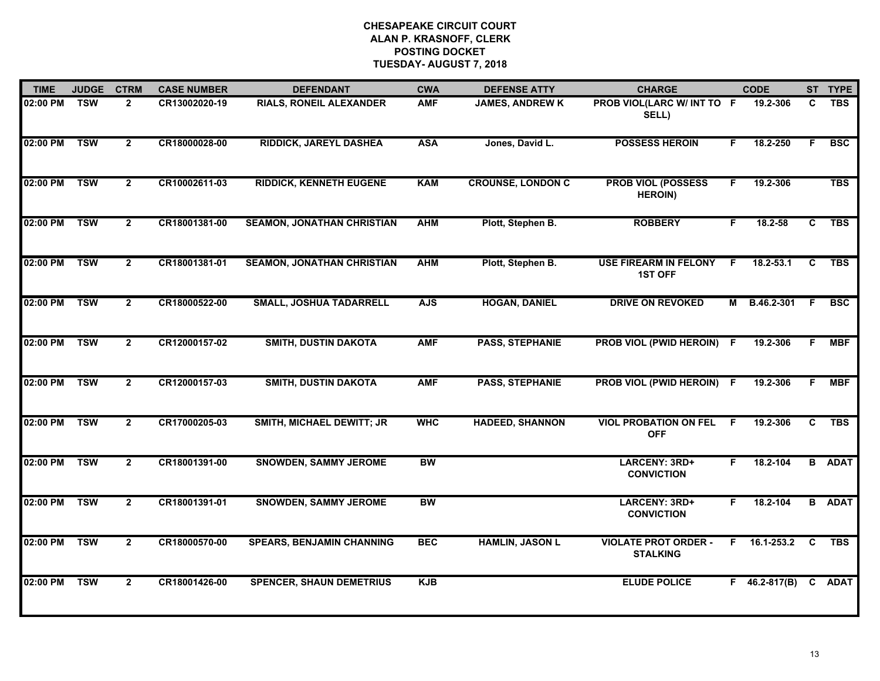**CHESAPEAKE CIRCUIT COURT**
**ALAN P. KRASNOFF, CLERK**
**POSTING DOCKET**
**TUESDAY- AUGUST 7, 2018**

| TIME | JUDGE | CTRM | CASE NUMBER | DEFENDANT | CWA | DEFENSE ATTY | CHARGE | | CODE | ST | TYPE |
|---|---|---|---|---|---|---|---|---|---|---|---|
| 02:00 PM | TSW | 2 | CR13002020-19 | RIALS, RONEIL ALEXANDER | AMF | JAMES, ANDREW K | PROB VIOL(LARC W/ INT TO SELL) | F | 19.2-306 | C | TBS |
| 02:00 PM | TSW | 2 | CR18000028-00 | RIDDICK, JAREYL DASHEA | ASA | Jones, David L. | POSSESS HEROIN | F | 18.2-250 | F | BSC |
| 02:00 PM | TSW | 2 | CR10002611-03 | RIDDICK, KENNETH EUGENE | KAM | CROUNSE, LONDON C | PROB VIOL (POSSESS HEROIN) | F | 19.2-306 | | TBS |
| 02:00 PM | TSW | 2 | CR18001381-00 | SEAMON, JONATHAN CHRISTIAN | AHM | Plott, Stephen B. | ROBBERY | F | 18.2-58 | C | TBS |
| 02:00 PM | TSW | 2 | CR18001381-01 | SEAMON, JONATHAN CHRISTIAN | AHM | Plott, Stephen B. | USE FIREARM IN FELONY 1ST OFF | F | 18.2-53.1 | C | TBS |
| 02:00 PM | TSW | 2 | CR18000522-00 | SMALL, JOSHUA TADARRELL | AJS | HOGAN, DANIEL | DRIVE ON REVOKED | M | B.46.2-301 | F | BSC |
| 02:00 PM | TSW | 2 | CR12000157-02 | SMITH, DUSTIN DAKOTA | AMF | PASS, STEPHANIE | PROB VIOL (PWID HEROIN) | F | 19.2-306 | F | MBF |
| 02:00 PM | TSW | 2 | CR12000157-03 | SMITH, DUSTIN DAKOTA | AMF | PASS, STEPHANIE | PROB VIOL (PWID HEROIN) | F | 19.2-306 | F | MBF |
| 02:00 PM | TSW | 2 | CR17000205-03 | SMITH, MICHAEL DEWITT; JR | WHC | HADEED, SHANNON | VIOL PROBATION ON FEL OFF | F | 19.2-306 | C | TBS |
| 02:00 PM | TSW | 2 | CR18001391-00 | SNOWDEN, SAMMY JEROME | BW | | LARCENY: 3RD+ CONVICTION | F | 18.2-104 | B | ADAT |
| 02:00 PM | TSW | 2 | CR18001391-01 | SNOWDEN, SAMMY JEROME | BW | | LARCENY: 3RD+ CONVICTION | F | 18.2-104 | B | ADAT |
| 02:00 PM | TSW | 2 | CR18000570-00 | SPEARS, BENJAMIN CHANNING | BEC | HAMLIN, JASON L | VIOLATE PROT ORDER - STALKING | F | 16.1-253.2 | C | TBS |
| 02:00 PM | TSW | 2 | CR18001426-00 | SPENCER, SHAUN DEMETRIUS | KJB | | ELUDE POLICE | F | 46.2-817(B) | C | ADAT |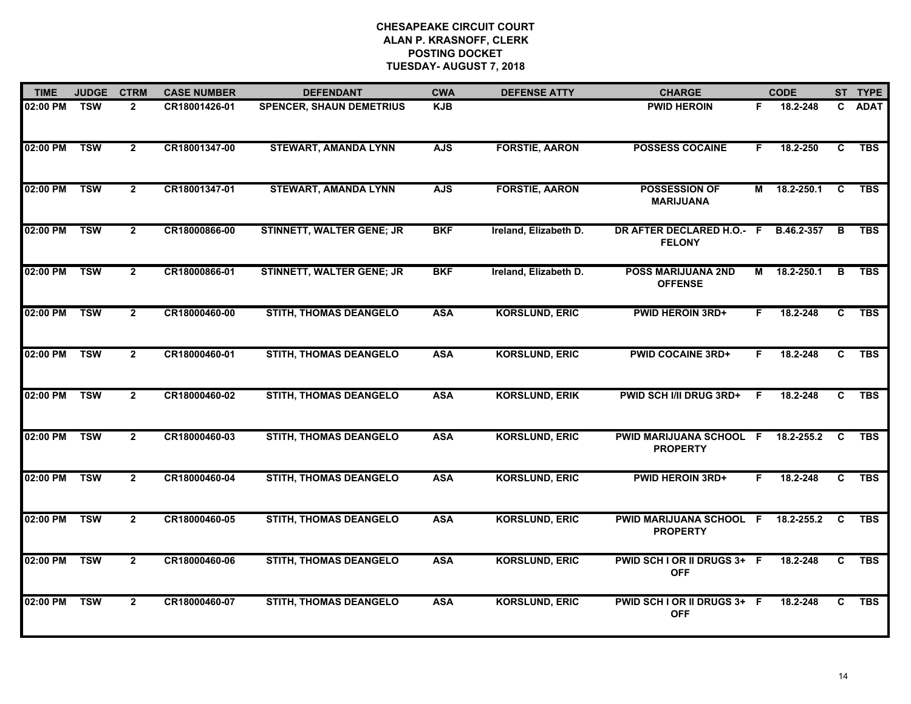# CHESAPEAKE CIRCUIT COURT
## ALAN P. KRASNOFF, CLERK
## POSTING DOCKET
## TUESDAY- AUGUST 7, 2018

| TIME | JUDGE | CTRM | CASE NUMBER | DEFENDANT | CWA | DEFENSE ATTY | CHARGE | | CODE | ST | TYPE |
|---|---|---|---|---|---|---|---|---|---|---|---|
| 02:00 PM | TSW | 2 | CR18001426-01 | SPENCER, SHAUN DEMETRIUS | KJB | | PWID HEROIN | F | 18.2-248 | C | ADAT |
| 02:00 PM | TSW | 2 | CR18001347-00 | STEWART, AMANDA LYNN | AJS | FORSTIE, AARON | POSSESS COCAINE | F | 18.2-250 | C | TBS |
| 02:00 PM | TSW | 2 | CR18001347-01 | STEWART, AMANDA LYNN | AJS | FORSTIE, AARON | POSSESSION OF MARIJUANA | M | 18.2-250.1 | C | TBS |
| 02:00 PM | TSW | 2 | CR18000866-00 | STINNETT, WALTER GENE; JR | BKF | Ireland, Elizabeth D. | DR AFTER DECLARED H.O.- FELONY | F | B.46.2-357 | B | TBS |
| 02:00 PM | TSW | 2 | CR18000866-01 | STINNETT, WALTER GENE; JR | BKF | Ireland, Elizabeth D. | POSS MARIJUANA 2ND OFFENSE | M | 18.2-250.1 | B | TBS |
| 02:00 PM | TSW | 2 | CR18000460-00 | STITH, THOMAS DEANGELO | ASA | KORSLUND, ERIC | PWID HEROIN 3RD+ | F | 18.2-248 | C | TBS |
| 02:00 PM | TSW | 2 | CR18000460-01 | STITH, THOMAS DEANGELO | ASA | KORSLUND, ERIC | PWID COCAINE 3RD+ | F | 18.2-248 | C | TBS |
| 02:00 PM | TSW | 2 | CR18000460-02 | STITH, THOMAS DEANGELO | ASA | KORSLUND, ERIK | PWID SCH I/II DRUG 3RD+ | F | 18.2-248 | C | TBS |
| 02:00 PM | TSW | 2 | CR18000460-03 | STITH, THOMAS DEANGELO | ASA | KORSLUND, ERIC | PWID MARIJUANA SCHOOL PROPERTY | F | 18.2-255.2 | C | TBS |
| 02:00 PM | TSW | 2 | CR18000460-04 | STITH, THOMAS DEANGELO | ASA | KORSLUND, ERIC | PWID HEROIN 3RD+ | F | 18.2-248 | C | TBS |
| 02:00 PM | TSW | 2 | CR18000460-05 | STITH, THOMAS DEANGELO | ASA | KORSLUND, ERIC | PWID MARIJUANA SCHOOL PROPERTY | F | 18.2-255.2 | C | TBS |
| 02:00 PM | TSW | 2 | CR18000460-06 | STITH, THOMAS DEANGELO | ASA | KORSLUND, ERIC | PWID SCH I OR II DRUGS 3+ OFF | F | 18.2-248 | C | TBS |
| 02:00 PM | TSW | 2 | CR18000460-07 | STITH, THOMAS DEANGELO | ASA | KORSLUND, ERIC | PWID SCH I OR II DRUGS 3+ OFF | F | 18.2-248 | C | TBS |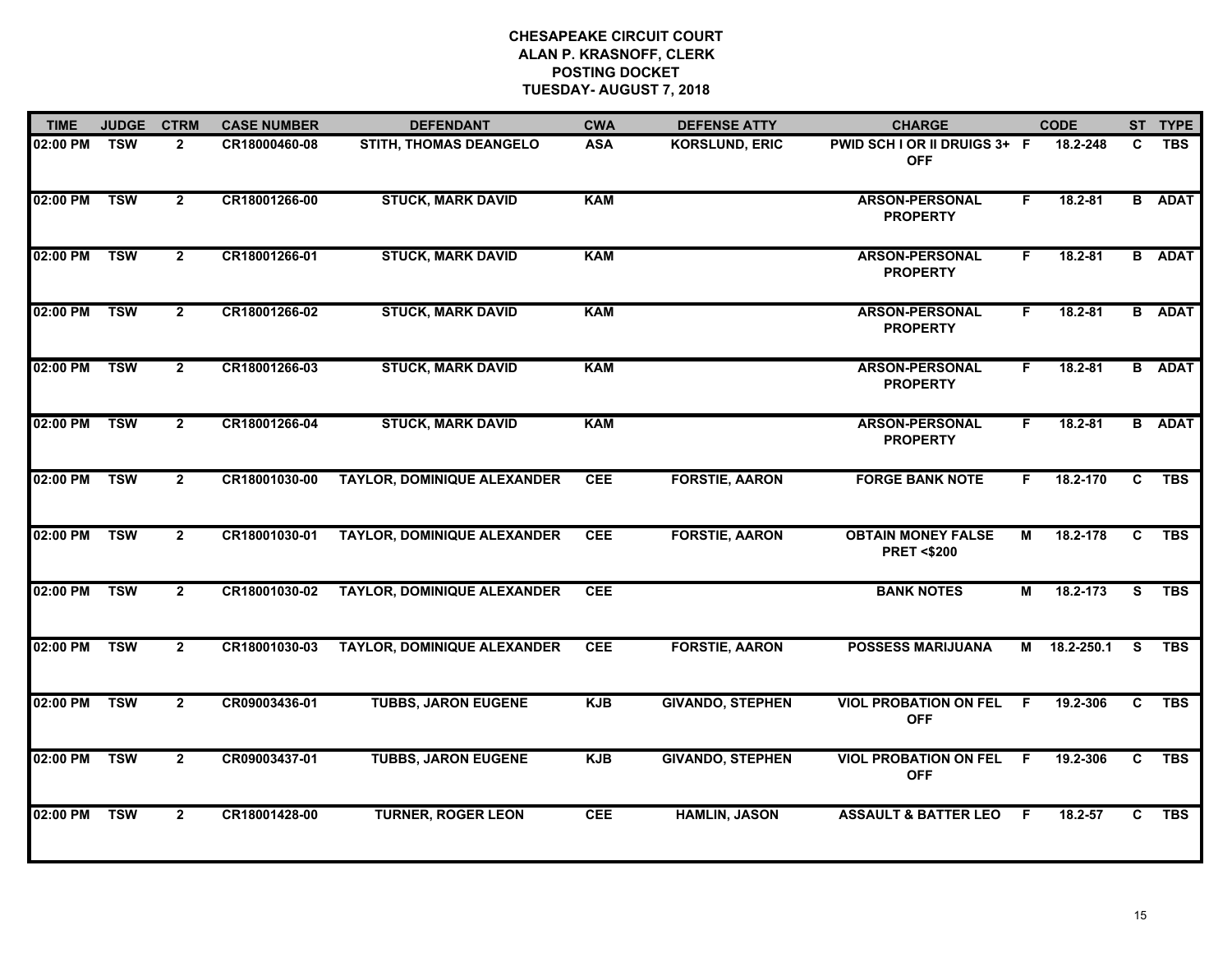# CHESAPEAKE CIRCUIT COURT
## ALAN P. KRASNOFF, CLERK
## POSTING DOCKET
## TUESDAY- AUGUST 7, 2018

| TIME | JUDGE | CTRM | CASE NUMBER | DEFENDANT | CWA | DEFENSE ATTY | CHARGE | | CODE | ST | TYPE |
|---|---|---|---|---|---|---|---|---|---|---|---|
| 02:00 PM | TSW | 2 | CR18000460-08 | STITH, THOMAS DEANGELO | ASA | KORSLUND, ERIC | PWID SCH I OR II DRUIGS 3+ OFF | F | 18.2-248 | C | TBS |
| 02:00 PM | TSW | 2 | CR18001266-00 | STUCK, MARK DAVID | KAM | | ARSON-PERSONAL PROPERTY | F | 18.2-81 | B | ADAT |
| 02:00 PM | TSW | 2 | CR18001266-01 | STUCK, MARK DAVID | KAM | | ARSON-PERSONAL PROPERTY | F | 18.2-81 | B | ADAT |
| 02:00 PM | TSW | 2 | CR18001266-02 | STUCK, MARK DAVID | KAM | | ARSON-PERSONAL PROPERTY | F | 18.2-81 | B | ADAT |
| 02:00 PM | TSW | 2 | CR18001266-03 | STUCK, MARK DAVID | KAM | | ARSON-PERSONAL PROPERTY | F | 18.2-81 | B | ADAT |
| 02:00 PM | TSW | 2 | CR18001266-04 | STUCK, MARK DAVID | KAM | | ARSON-PERSONAL PROPERTY | F | 18.2-81 | B | ADAT |
| 02:00 PM | TSW | 2 | CR18001030-00 | TAYLOR, DOMINIQUE ALEXANDER | CEE | FORSTIE, AARON | FORGE BANK NOTE | F | 18.2-170 | C | TBS |
| 02:00 PM | TSW | 2 | CR18001030-01 | TAYLOR, DOMINIQUE ALEXANDER | CEE | FORSTIE, AARON | OBTAIN MONEY FALSE PRET <$200 | M | 18.2-178 | C | TBS |
| 02:00 PM | TSW | 2 | CR18001030-02 | TAYLOR, DOMINIQUE ALEXANDER | CEE | | BANK NOTES | M | 18.2-173 | S | TBS |
| 02:00 PM | TSW | 2 | CR18001030-03 | TAYLOR, DOMINIQUE ALEXANDER | CEE | FORSTIE, AARON | POSSESS MARIJUANA | M | 18.2-250.1 | S | TBS |
| 02:00 PM | TSW | 2 | CR09003436-01 | TUBBS, JARON EUGENE | KJB | GIVANDO, STEPHEN | VIOL PROBATION ON FEL OFF | F | 19.2-306 | C | TBS |
| 02:00 PM | TSW | 2 | CR09003437-01 | TUBBS, JARON EUGENE | KJB | GIVANDO, STEPHEN | VIOL PROBATION ON FEL OFF | F | 19.2-306 | C | TBS |
| 02:00 PM | TSW | 2 | CR18001428-00 | TURNER, ROGER LEON | CEE | HAMLIN, JASON | ASSAULT & BATTER LEO | F | 18.2-57 | C | TBS |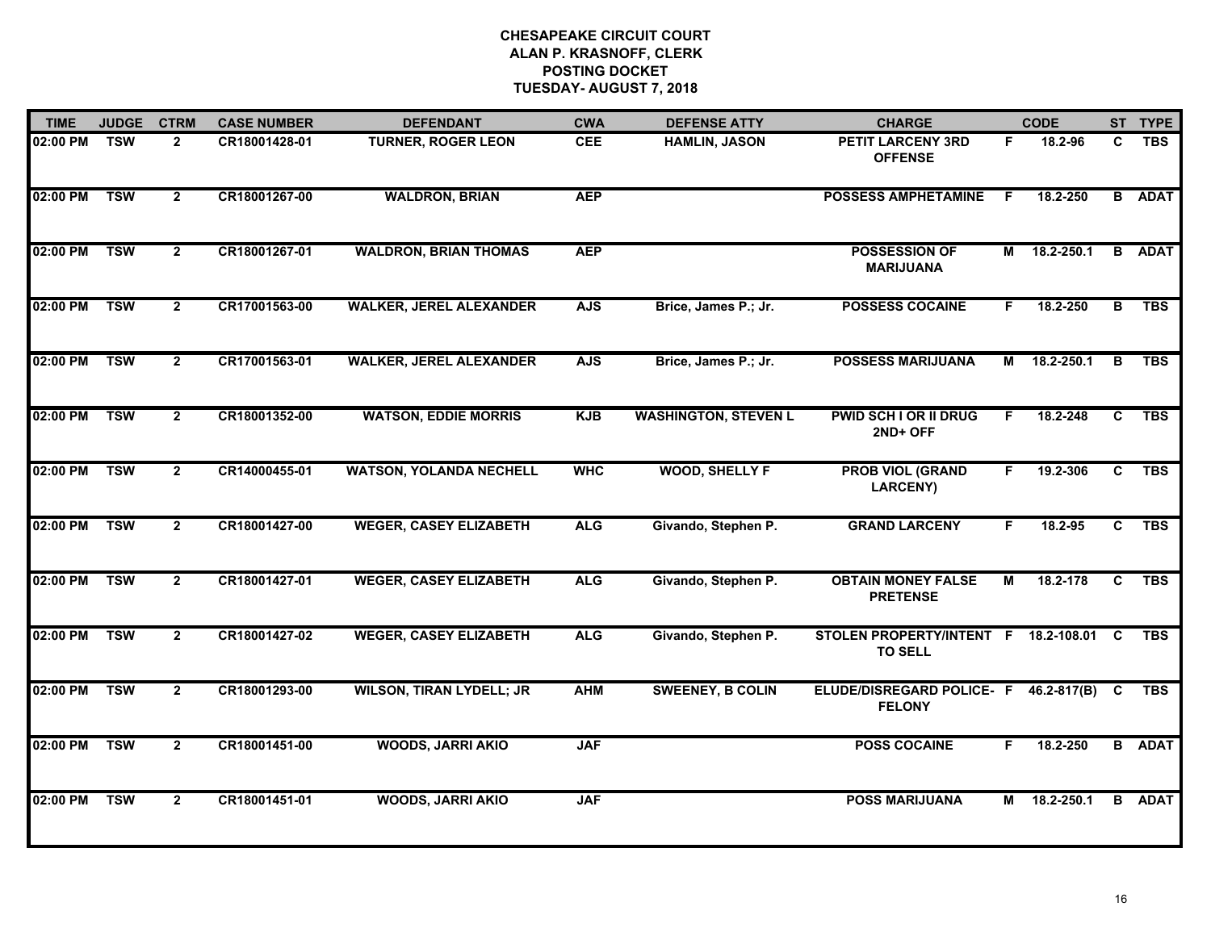**CHESAPEAKE CIRCUIT COURT**
**ALAN P. KRASNOFF, CLERK**
**POSTING DOCKET**
**TUESDAY- AUGUST 7, 2018**

| TIME | JUDGE | CTRM | CASE NUMBER | DEFENDANT | CWA | DEFENSE ATTY | CHARGE | | CODE | ST | TYPE |
|---|---|---|---|---|---|---|---|---|---|---|---|
| 02:00 PM | TSW | 2 | CR18001428-01 | TURNER, ROGER LEON | CEE | HAMLIN, JASON | PETIT LARCENY 3RD OFFENSE | F | 18.2-96 | C | TBS |
| 02:00 PM | TSW | 2 | CR18001267-00 | WALDRON, BRIAN | AEP | | POSSESS AMPHETAMINE | F | 18.2-250 | B | ADAT |
| 02:00 PM | TSW | 2 | CR18001267-01 | WALDRON, BRIAN THOMAS | AEP | | POSSESSION OF MARIJUANA | M | 18.2-250.1 | B | ADAT |
| 02:00 PM | TSW | 2 | CR17001563-00 | WALKER, JEREL ALEXANDER | AJS | Brice, James P.; Jr. | POSSESS COCAINE | F | 18.2-250 | B | TBS |
| 02:00 PM | TSW | 2 | CR17001563-01 | WALKER, JEREL ALEXANDER | AJS | Brice, James P.; Jr. | POSSESS MARIJUANA | M | 18.2-250.1 | B | TBS |
| 02:00 PM | TSW | 2 | CR18001352-00 | WATSON, EDDIE MORRIS | KJB | WASHINGTON, STEVEN L | PWID SCH I OR II DRUG 2ND+ OFF | F | 18.2-248 | C | TBS |
| 02:00 PM | TSW | 2 | CR14000455-01 | WATSON, YOLANDA NECHELL | WHC | WOOD, SHELLY F | PROB VIOL (GRAND LARCENY) | F | 19.2-306 | C | TBS |
| 02:00 PM | TSW | 2 | CR18001427-00 | WEGER, CASEY ELIZABETH | ALG | Givando, Stephen P. | GRAND LARCENY | F | 18.2-95 | C | TBS |
| 02:00 PM | TSW | 2 | CR18001427-01 | WEGER, CASEY ELIZABETH | ALG | Givando, Stephen P. | OBTAIN MONEY FALSE PRETENSE | M | 18.2-178 | C | TBS |
| 02:00 PM | TSW | 2 | CR18001427-02 | WEGER, CASEY ELIZABETH | ALG | Givando, Stephen P. | STOLEN PROPERTY/INTENT TO SELL | F | 18.2-108.01 | C | TBS |
| 02:00 PM | TSW | 2 | CR18001293-00 | WILSON, TIRAN LYDELL; JR | AHM | SWEENEY, B COLIN | ELUDE/DISREGARD POLICE- FELONY | F | 46.2-817(B) | C | TBS |
| 02:00 PM | TSW | 2 | CR18001451-00 | WOODS, JARRI AKIO | JAF | | POSS COCAINE | F | 18.2-250 | B | ADAT |
| 02:00 PM | TSW | 2 | CR18001451-01 | WOODS, JARRI AKIO | JAF | | POSS MARIJUANA | M | 18.2-250.1 | B | ADAT |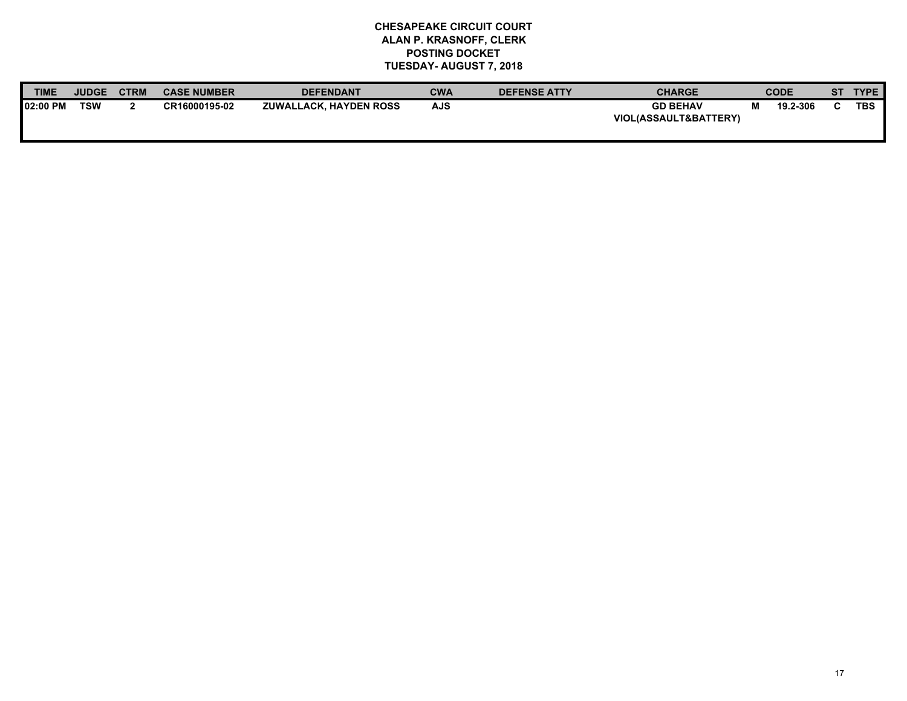**CHESAPEAKE CIRCUIT COURT**
**ALAN P. KRASNOFF, CLERK**
**POSTING DOCKET**
**TUESDAY- AUGUST 7, 2018**

| TIME | JUDGE | CTRM | CASE NUMBER | DEFENDANT | CWA | DEFENSE ATTY | CHARGE | | CODE | ST | TYPE |
|---|---|---|---|---|---|---|---|---|---|---|---|
| 02:00 PM | TSW | 2 | CR16000195-02 | ZUWALLACK, HAYDEN ROSS | AJS | | GD BEHAV VIOL(ASSAULT&BATTERY) | M | 19.2-306 | C | TBS |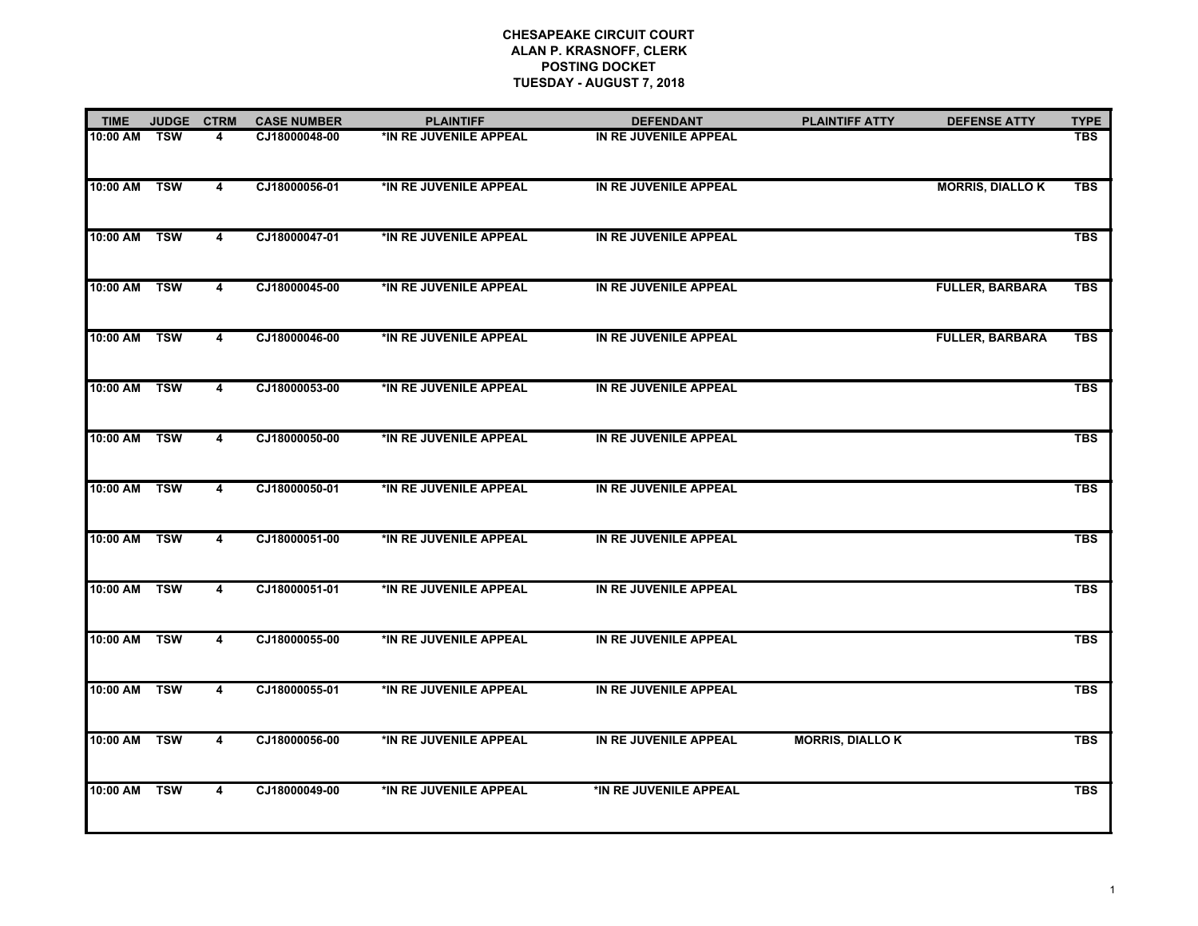**CHESAPEAKE CIRCUIT COURT**
**ALAN P. KRASNOFF, CLERK**
**POSTING DOCKET**
**TUESDAY - AUGUST 7, 2018**

| TIME | JUDGE | CTRM | CASE NUMBER | PLAINTIFF | DEFENDANT | PLAINTIFF ATTY | DEFENSE ATTY | TYPE |
|---|---|---|---|---|---|---|---|---|
| 10:00 AM | TSW | 4 | CJ18000048-00 | *IN RE JUVENILE APPEAL | IN RE JUVENILE APPEAL | | | TBS |
| 10:00 AM | TSW | 4 | CJ18000056-01 | *IN RE JUVENILE APPEAL | IN RE JUVENILE APPEAL | | MORRIS, DIALLO K | TBS |
| 10:00 AM | TSW | 4 | CJ18000047-01 | *IN RE JUVENILE APPEAL | IN RE JUVENILE APPEAL | | | TBS |
| 10:00 AM | TSW | 4 | CJ18000045-00 | *IN RE JUVENILE APPEAL | IN RE JUVENILE APPEAL | | FULLER, BARBARA | TBS |
| 10:00 AM | TSW | 4 | CJ18000046-00 | *IN RE JUVENILE APPEAL | IN RE JUVENILE APPEAL | | FULLER, BARBARA | TBS |
| 10:00 AM | TSW | 4 | CJ18000053-00 | *IN RE JUVENILE APPEAL | IN RE JUVENILE APPEAL | | | TBS |
| 10:00 AM | TSW | 4 | CJ18000050-00 | *IN RE JUVENILE APPEAL | IN RE JUVENILE APPEAL | | | TBS |
| 10:00 AM | TSW | 4 | CJ18000050-01 | *IN RE JUVENILE APPEAL | IN RE JUVENILE APPEAL | | | TBS |
| 10:00 AM | TSW | 4 | CJ18000051-00 | *IN RE JUVENILE APPEAL | IN RE JUVENILE APPEAL | | | TBS |
| 10:00 AM | TSW | 4 | CJ18000051-01 | *IN RE JUVENILE APPEAL | IN RE JUVENILE APPEAL | | | TBS |
| 10:00 AM | TSW | 4 | CJ18000055-00 | *IN RE JUVENILE APPEAL | IN RE JUVENILE APPEAL | | | TBS |
| 10:00 AM | TSW | 4 | CJ18000055-01 | *IN RE JUVENILE APPEAL | IN RE JUVENILE APPEAL | | | TBS |
| 10:00 AM | TSW | 4 | CJ18000056-00 | *IN RE JUVENILE APPEAL | IN RE JUVENILE APPEAL | MORRIS, DIALLO K | | TBS |
| 10:00 AM | TSW | 4 | CJ18000049-00 | *IN RE JUVENILE APPEAL | *IN RE JUVENILE APPEAL | | | TBS |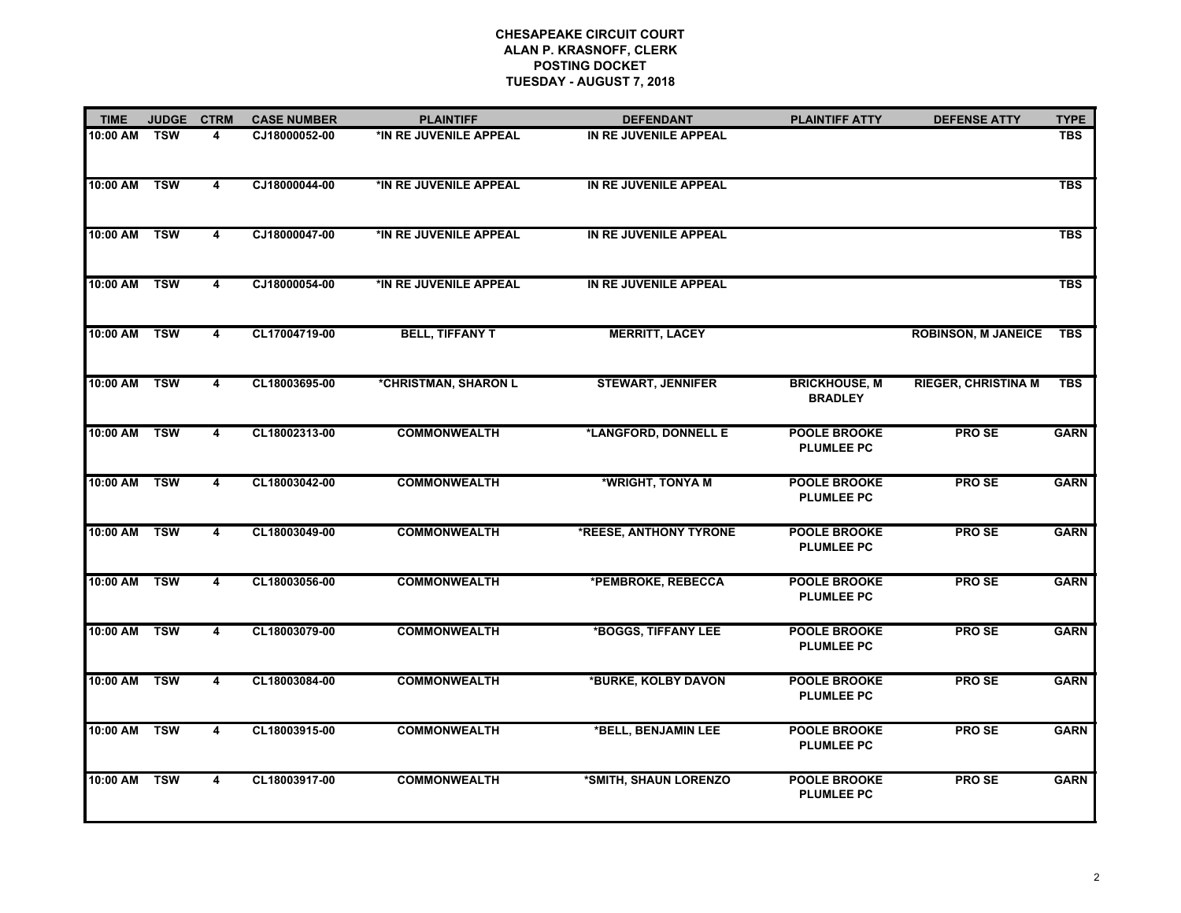**CHESAPEAKE CIRCUIT COURT**
**ALAN P. KRASNOFF, CLERK**
**POSTING DOCKET**
**TUESDAY - AUGUST 7, 2018**

| TIME | JUDGE | CTRM | CASE NUMBER | PLAINTIFF | DEFENDANT | PLAINTIFF ATTY | DEFENSE ATTY | TYPE |
|---|---|---|---|---|---|---|---|---|
| 10:00 AM | TSW | 4 | CJ18000052-00 | *IN RE JUVENILE APPEAL | IN RE JUVENILE APPEAL | | | TBS |
| 10:00 AM | TSW | 4 | CJ18000044-00 | *IN RE JUVENILE APPEAL | IN RE JUVENILE APPEAL | | | TBS |
| 10:00 AM | TSW | 4 | CJ18000047-00 | *IN RE JUVENILE APPEAL | IN RE JUVENILE APPEAL | | | TBS |
| 10:00 AM | TSW | 4 | CJ18000054-00 | *IN RE JUVENILE APPEAL | IN RE JUVENILE APPEAL | | | TBS |
| 10:00 AM | TSW | 4 | CL17004719-00 | BELL, TIFFANY T | MERRITT, LACEY | | ROBINSON, M JANEICE | TBS |
| 10:00 AM | TSW | 4 | CL18003695-00 | *CHRISTMAN, SHARON L | STEWART, JENNIFER | BRICKHOUSE, M BRADLEY | RIEGER, CHRISTINA M | TBS |
| 10:00 AM | TSW | 4 | CL18002313-00 | COMMONWEALTH | *LANGFORD, DONNELL E | POOLE BROOKE PLUMLEE PC | PRO SE | GARN |
| 10:00 AM | TSW | 4 | CL18003042-00 | COMMONWEALTH | *WRIGHT, TONYA M | POOLE BROOKE PLUMLEE PC | PRO SE | GARN |
| 10:00 AM | TSW | 4 | CL18003049-00 | COMMONWEALTH | *REESE, ANTHONY TYRONE | POOLE BROOKE PLUMLEE PC | PRO SE | GARN |
| 10:00 AM | TSW | 4 | CL18003056-00 | COMMONWEALTH | *PEMBROKE, REBECCA | POOLE BROOKE PLUMLEE PC | PRO SE | GARN |
| 10:00 AM | TSW | 4 | CL18003079-00 | COMMONWEALTH | *BOGGS, TIFFANY LEE | POOLE BROOKE PLUMLEE PC | PRO SE | GARN |
| 10:00 AM | TSW | 4 | CL18003084-00 | COMMONWEALTH | *BURKE, KOLBY DAVON | POOLE BROOKE PLUMLEE PC | PRO SE | GARN |
| 10:00 AM | TSW | 4 | CL18003915-00 | COMMONWEALTH | *BELL, BENJAMIN LEE | POOLE BROOKE PLUMLEE PC | PRO SE | GARN |
| 10:00 AM | TSW | 4 | CL18003917-00 | COMMONWEALTH | *SMITH, SHAUN LORENZO | POOLE BROOKE PLUMLEE PC | PRO SE | GARN |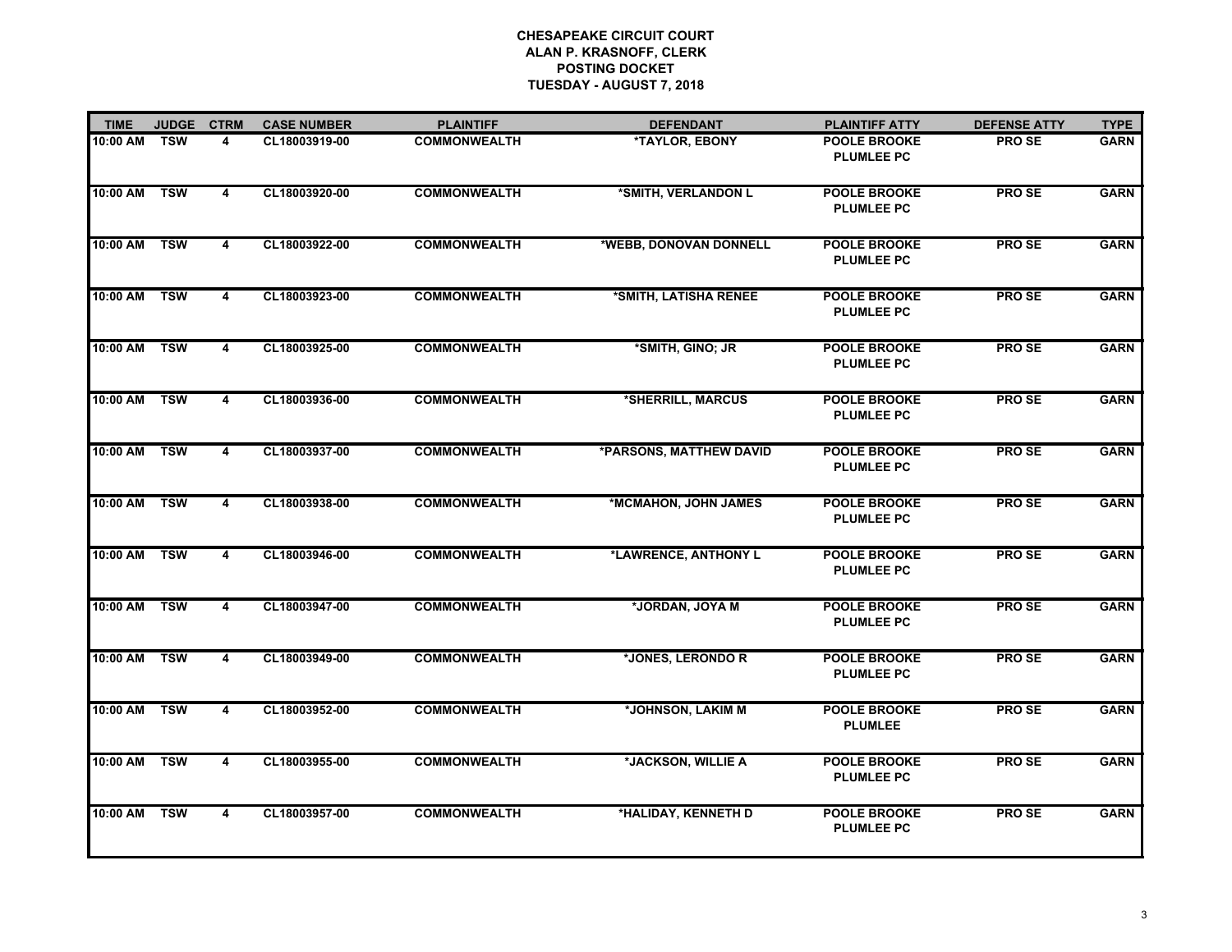**CHESAPEAKE CIRCUIT COURT**
**ALAN P. KRASNOFF, CLERK**
**POSTING DOCKET**
**TUESDAY - AUGUST 7, 2018**

| TIME | JUDGE | CTRM | CASE NUMBER | PLAINTIFF | DEFENDANT | PLAINTIFF ATTY | DEFENSE ATTY | TYPE |
|---|---|---|---|---|---|---|---|---|
| 10:00 AM | TSW | 4 | CL18003919-00 | COMMONWEALTH | *TAYLOR, EBONY | POOLE BROOKE PLUMLEE PC | PRO SE | GARN |
| 10:00 AM | TSW | 4 | CL18003920-00 | COMMONWEALTH | *SMITH, VERLANDON L | POOLE BROOKE PLUMLEE PC | PRO SE | GARN |
| 10:00 AM | TSW | 4 | CL18003922-00 | COMMONWEALTH | *WEBB, DONOVAN DONNELL | POOLE BROOKE PLUMLEE PC | PRO SE | GARN |
| 10:00 AM | TSW | 4 | CL18003923-00 | COMMONWEALTH | *SMITH, LATISHA RENEE | POOLE BROOKE PLUMLEE PC | PRO SE | GARN |
| 10:00 AM | TSW | 4 | CL18003925-00 | COMMONWEALTH | *SMITH, GINO; JR | POOLE BROOKE PLUMLEE PC | PRO SE | GARN |
| 10:00 AM | TSW | 4 | CL18003936-00 | COMMONWEALTH | *SHERRILL, MARCUS | POOLE BROOKE PLUMLEE PC | PRO SE | GARN |
| 10:00 AM | TSW | 4 | CL18003937-00 | COMMONWEALTH | *PARSONS, MATTHEW DAVID | POOLE BROOKE PLUMLEE PC | PRO SE | GARN |
| 10:00 AM | TSW | 4 | CL18003938-00 | COMMONWEALTH | *MCMAHON, JOHN JAMES | POOLE BROOKE PLUMLEE PC | PRO SE | GARN |
| 10:00 AM | TSW | 4 | CL18003946-00 | COMMONWEALTH | *LAWRENCE, ANTHONY L | POOLE BROOKE PLUMLEE PC | PRO SE | GARN |
| 10:00 AM | TSW | 4 | CL18003947-00 | COMMONWEALTH | *JORDAN, JOYA M | POOLE BROOKE PLUMLEE PC | PRO SE | GARN |
| 10:00 AM | TSW | 4 | CL18003949-00 | COMMONWEALTH | *JONES, LERONDO R | POOLE BROOKE PLUMLEE PC | PRO SE | GARN |
| 10:00 AM | TSW | 4 | CL18003952-00 | COMMONWEALTH | *JOHNSON, LAKIM M | POOLE BROOKE PLUMLEE | PRO SE | GARN |
| 10:00 AM | TSW | 4 | CL18003955-00 | COMMONWEALTH | *JACKSON, WILLIE A | POOLE BROOKE PLUMLEE PC | PRO SE | GARN |
| 10:00 AM | TSW | 4 | CL18003957-00 | COMMONWEALTH | *HALIDAY, KENNETH D | POOLE BROOKE PLUMLEE PC | PRO SE | GARN |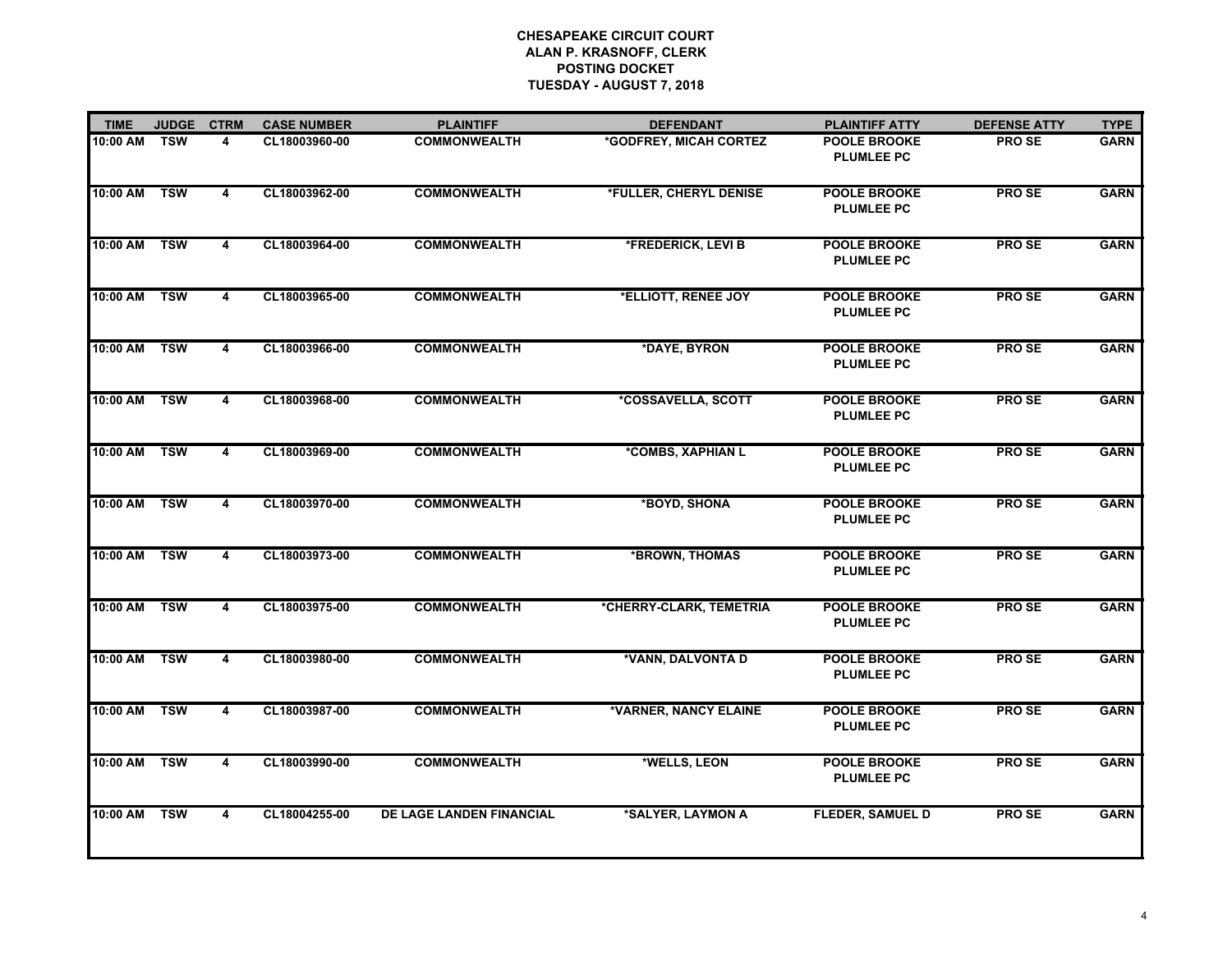**CHESAPEAKE CIRCUIT COURT**
**ALAN P. KRASNOFF, CLERK**
**POSTING DOCKET**
**TUESDAY - AUGUST 7, 2018**

| TIME | JUDGE | CTRM | CASE NUMBER | PLAINTIFF | DEFENDANT | PLAINTIFF ATTY | DEFENSE ATTY | TYPE |
|---|---|---|---|---|---|---|---|---|
| 10:00 AM | TSW | 4 | CL18003960-00 | COMMONWEALTH | *GODFREY, MICAH CORTEZ | POOLE BROOKE PLUMLEE PC | PRO SE | GARN |
| 10:00 AM | TSW | 4 | CL18003962-00 | COMMONWEALTH | *FULLER, CHERYL DENISE | POOLE BROOKE PLUMLEE PC | PRO SE | GARN |
| 10:00 AM | TSW | 4 | CL18003964-00 | COMMONWEALTH | *FREDERICK, LEVI B | POOLE BROOKE PLUMLEE PC | PRO SE | GARN |
| 10:00 AM | TSW | 4 | CL18003965-00 | COMMONWEALTH | *ELLIOTT, RENEE JOY | POOLE BROOKE PLUMLEE PC | PRO SE | GARN |
| 10:00 AM | TSW | 4 | CL18003966-00 | COMMONWEALTH | *DAYE, BYRON | POOLE BROOKE PLUMLEE PC | PRO SE | GARN |
| 10:00 AM | TSW | 4 | CL18003968-00 | COMMONWEALTH | *COSSAVELLA, SCOTT | POOLE BROOKE PLUMLEE PC | PRO SE | GARN |
| 10:00 AM | TSW | 4 | CL18003969-00 | COMMONWEALTH | *COMBS, XAPHIAN L | POOLE BROOKE PLUMLEE PC | PRO SE | GARN |
| 10:00 AM | TSW | 4 | CL18003970-00 | COMMONWEALTH | *BOYD, SHONA | POOLE BROOKE PLUMLEE PC | PRO SE | GARN |
| 10:00 AM | TSW | 4 | CL18003973-00 | COMMONWEALTH | *BROWN, THOMAS | POOLE BROOKE PLUMLEE PC | PRO SE | GARN |
| 10:00 AM | TSW | 4 | CL18003975-00 | COMMONWEALTH | *CHERRY-CLARK, TEMETRIA | POOLE BROOKE PLUMLEE PC | PRO SE | GARN |
| 10:00 AM | TSW | 4 | CL18003980-00 | COMMONWEALTH | *VANN, DALVONTA D | POOLE BROOKE PLUMLEE PC | PRO SE | GARN |
| 10:00 AM | TSW | 4 | CL18003987-00 | COMMONWEALTH | *VARNER, NANCY ELAINE | POOLE BROOKE PLUMLEE PC | PRO SE | GARN |
| 10:00 AM | TSW | 4 | CL18003990-00 | COMMONWEALTH | *WELLS, LEON | POOLE BROOKE PLUMLEE PC | PRO SE | GARN |
| 10:00 AM | TSW | 4 | CL18004255-00 | DE LAGE LANDEN FINANCIAL | *SALYER, LAYMON A | FLEDER, SAMUEL D | PRO SE | GARN |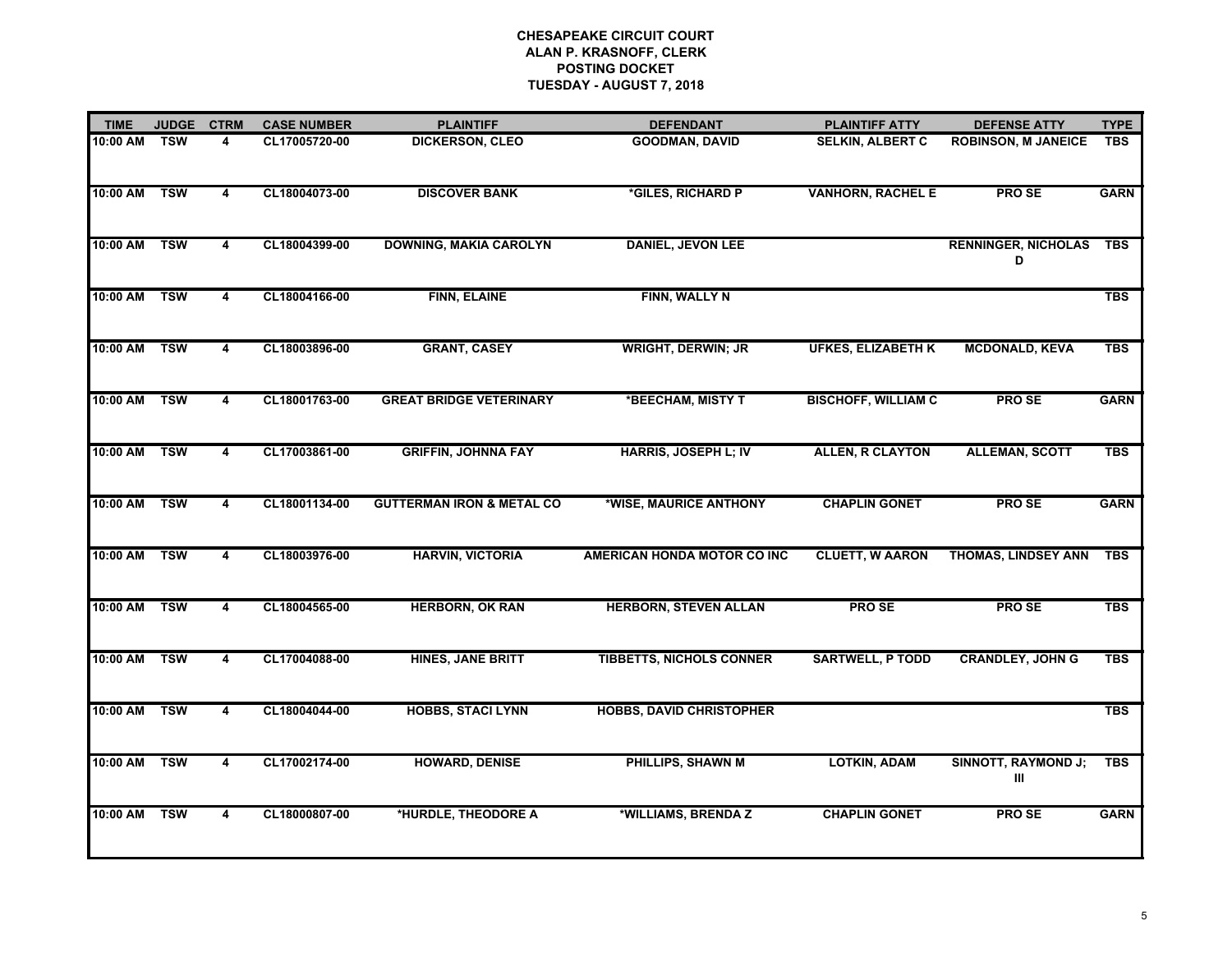**CHESAPEAKE CIRCUIT COURT**
**ALAN P. KRASNOFF, CLERK**
**POSTING DOCKET**
**TUESDAY - AUGUST 7, 2018**

| TIME | JUDGE | CTRM | CASE NUMBER | PLAINTIFF | DEFENDANT | PLAINTIFF ATTY | DEFENSE ATTY | TYPE |
|---|---|---|---|---|---|---|---|---|
| 10:00 AM | TSW | 4 | CL17005720-00 | DICKERSON, CLEO | GOODMAN, DAVID | SELKIN, ALBERT C | ROBINSON, M JANEICE | TBS |
| 10:00 AM | TSW | 4 | CL18004073-00 | DISCOVER BANK | *GILES, RICHARD P | VANHORN, RACHEL E | PRO SE | GARN |
| 10:00 AM | TSW | 4 | CL18004399-00 | DOWNING, MAKIA CAROLYN | DANIEL, JEVON LEE | | RENNINGER, NICHOLAS D | TBS |
| 10:00 AM | TSW | 4 | CL18004166-00 | FINN, ELAINE | FINN, WALLY N | | | TBS |
| 10:00 AM | TSW | 4 | CL18003896-00 | GRANT, CASEY | WRIGHT, DERWIN; JR | UFKES, ELIZABETH K | MCDONALD, KEVA | TBS |
| 10:00 AM | TSW | 4 | CL18001763-00 | GREAT BRIDGE VETERINARY | *BEECHAM, MISTY T | BISCHOFF, WILLIAM C | PRO SE | GARN |
| 10:00 AM | TSW | 4 | CL17003861-00 | GRIFFIN, JOHNNA FAY | HARRIS, JOSEPH L; IV | ALLEN, R CLAYTON | ALLEMAN, SCOTT | TBS |
| 10:00 AM | TSW | 4 | CL18001134-00 | GUTTERMAN IRON & METAL CO | *WISE, MAURICE ANTHONY | CHAPLIN GONET | PRO SE | GARN |
| 10:00 AM | TSW | 4 | CL18003976-00 | HARVIN, VICTORIA | AMERICAN HONDA MOTOR CO INC | CLUETT, W AARON | THOMAS, LINDSEY ANN | TBS |
| 10:00 AM | TSW | 4 | CL18004565-00 | HERBORN, OK RAN | HERBORN, STEVEN ALLAN | PRO SE | PRO SE | TBS |
| 10:00 AM | TSW | 4 | CL17004088-00 | HINES, JANE BRITT | TIBBETTS, NICHOLS CONNER | SARTWELL, P TODD | CRANDLEY, JOHN G | TBS |
| 10:00 AM | TSW | 4 | CL18004044-00 | HOBBS, STACI LYNN | HOBBS, DAVID CHRISTOPHER | | | TBS |
| 10:00 AM | TSW | 4 | CL17002174-00 | HOWARD, DENISE | PHILLIPS, SHAWN M | LOTKIN, ADAM | SINNOTT, RAYMOND J; III | TBS |
| 10:00 AM | TSW | 4 | CL18000807-00 | *HURDLE, THEODORE A | *WILLIAMS, BRENDA Z | CHAPLIN GONET | PRO SE | GARN |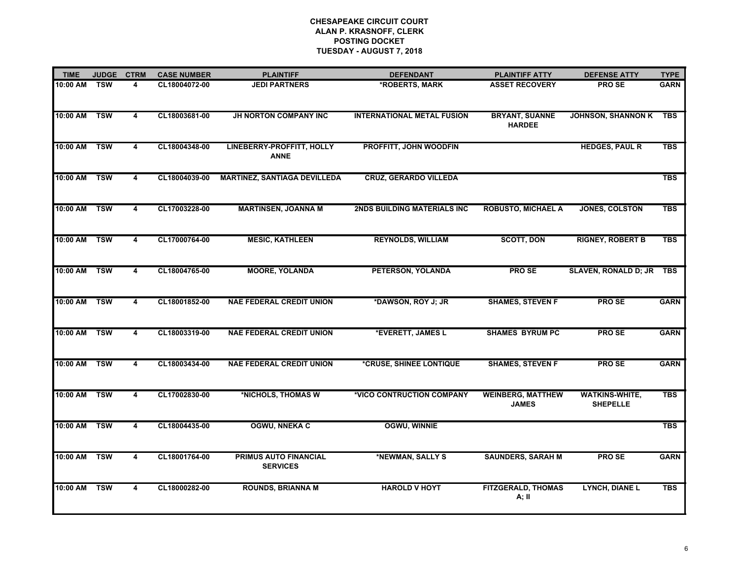**CHESAPEAKE CIRCUIT COURT**
**ALAN P. KRASNOFF, CLERK**
**POSTING DOCKET**
**TUESDAY - AUGUST 7, 2018**

| TIME | JUDGE | CTRM | CASE NUMBER | PLAINTIFF | DEFENDANT | PLAINTIFF ATTY | DEFENSE ATTY | TYPE |
|---|---|---|---|---|---|---|---|---|
| 10:00 AM | TSW | 4 | CL18004072-00 | JEDI PARTNERS | *ROBERTS, MARK | ASSET RECOVERY | PRO SE | GARN |
| 10:00 AM | TSW | 4 | CL18003681-00 | JH NORTON COMPANY INC | INTERNATIONAL METAL FUSION | BRYANT, SUANNE HARDEE | JOHNSON, SHANNON K | TBS |
| 10:00 AM | TSW | 4 | CL18004348-00 | LINEBERRY-PROFFITT, HOLLY ANNE | PROFFITT, JOHN WOODFIN | | HEDGES, PAUL R | TBS |
| 10:00 AM | TSW | 4 | CL18004039-00 | MARTINEZ, SANTIAGA DEVILLEDA | CRUZ, GERARDO VILLEDA | | | TBS |
| 10:00 AM | TSW | 4 | CL17003228-00 | MARTINSEN, JOANNA M | 2NDS BUILDING MATERIALS INC | ROBUSTO, MICHAEL A | JONES, COLSTON | TBS |
| 10:00 AM | TSW | 4 | CL17000764-00 | MESIC, KATHLEEN | REYNOLDS, WILLIAM | SCOTT, DON | RIGNEY, ROBERT B | TBS |
| 10:00 AM | TSW | 4 | CL18004765-00 | MOORE, YOLANDA | PETERSON, YOLANDA | PRO SE | SLAVEN, RONALD D; JR | TBS |
| 10:00 AM | TSW | 4 | CL18001852-00 | NAE FEDERAL CREDIT UNION | *DAWSON, ROY J; JR | SHAMES, STEVEN F | PRO SE | GARN |
| 10:00 AM | TSW | 4 | CL18003319-00 | NAE FEDERAL CREDIT UNION | *EVERETT, JAMES L | SHAMES BYRUM PC | PRO SE | GARN |
| 10:00 AM | TSW | 4 | CL18003434-00 | NAE FEDERAL CREDIT UNION | *CRUSE, SHINEE LONTIQUE | SHAMES, STEVEN F | PRO SE | GARN |
| 10:00 AM | TSW | 4 | CL17002830-00 | *NICHOLS, THOMAS W | *VICO CONTRUCTION COMPANY | WEINBERG, MATTHEW JAMES | WATKINS-WHITE, SHEPELLE | TBS |
| 10:00 AM | TSW | 4 | CL18004435-00 | OGWU, NNEKA C | OGWU, WINNIE | | | TBS |
| 10:00 AM | TSW | 4 | CL18001764-00 | PRIMUS AUTO FINANCIAL SERVICES | *NEWMAN, SALLY S | SAUNDERS, SARAH M | PRO SE | GARN |
| 10:00 AM | TSW | 4 | CL18000282-00 | ROUNDS, BRIANNA M | HAROLD V HOYT | FITZGERALD, THOMAS A; II | LYNCH, DIANE L | TBS |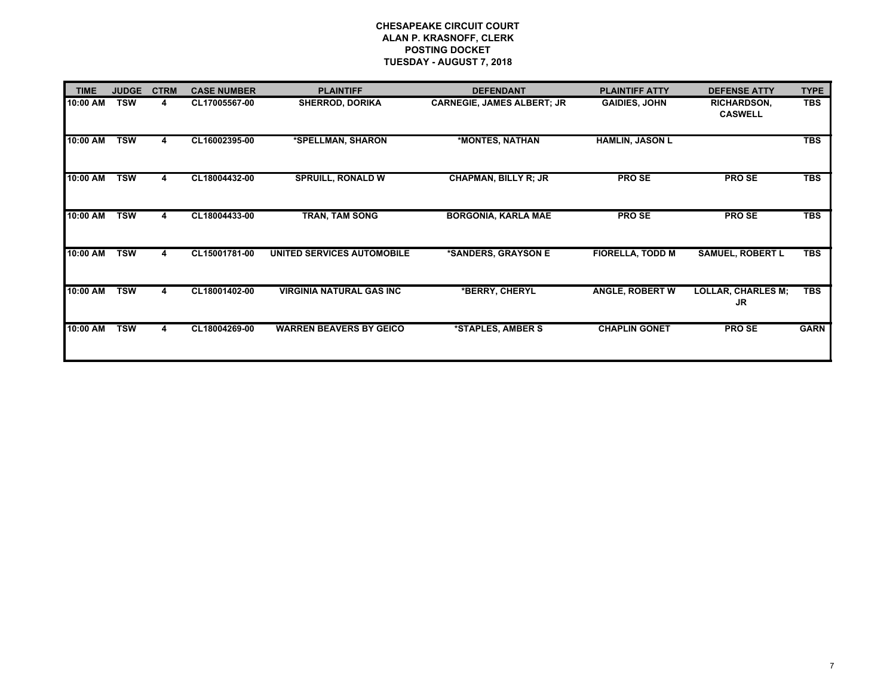**CHESAPEAKE CIRCUIT COURT**
**ALAN P. KRASNOFF, CLERK**
**POSTING DOCKET**
**TUESDAY - AUGUST 7, 2018**

| TIME | JUDGE | CTRM | CASE NUMBER | PLAINTIFF | DEFENDANT | PLAINTIFF ATTY | DEFENSE ATTY | TYPE |
|---|---|---|---|---|---|---|---|---|
| 10:00 AM | TSW | 4 | CL17005567-00 | SHERROD, DORIKA | CARNEGIE, JAMES ALBERT; JR | GAIDIES, JOHN | RICHARDSON, CASWELL | TBS |
| 10:00 AM | TSW | 4 | CL16002395-00 | *SPELLMAN, SHARON | *MONTES, NATHAN | HAMLIN, JASON L | | TBS |
| 10:00 AM | TSW | 4 | CL18004432-00 | SPRUILL, RONALD W | CHAPMAN, BILLY R; JR | PRO SE | PRO SE | TBS |
| 10:00 AM | TSW | 4 | CL18004433-00 | TRAN, TAM SONG | BORGONIA, KARLA MAE | PRO SE | PRO SE | TBS |
| 10:00 AM | TSW | 4 | CL15001781-00 | UNITED SERVICES AUTOMOBILE | *SANDERS, GRAYSON E | FIORELLA, TODD M | SAMUEL, ROBERT L | TBS |
| 10:00 AM | TSW | 4 | CL18001402-00 | VIRGINIA NATURAL GAS INC | *BERRY, CHERYL | ANGLE, ROBERT W | LOLLAR, CHARLES M; JR | TBS |
| 10:00 AM | TSW | 4 | CL18004269-00 | WARREN BEAVERS BY GEICO | *STAPLES, AMBER S | CHAPLIN GONET | PRO SE | GARN |